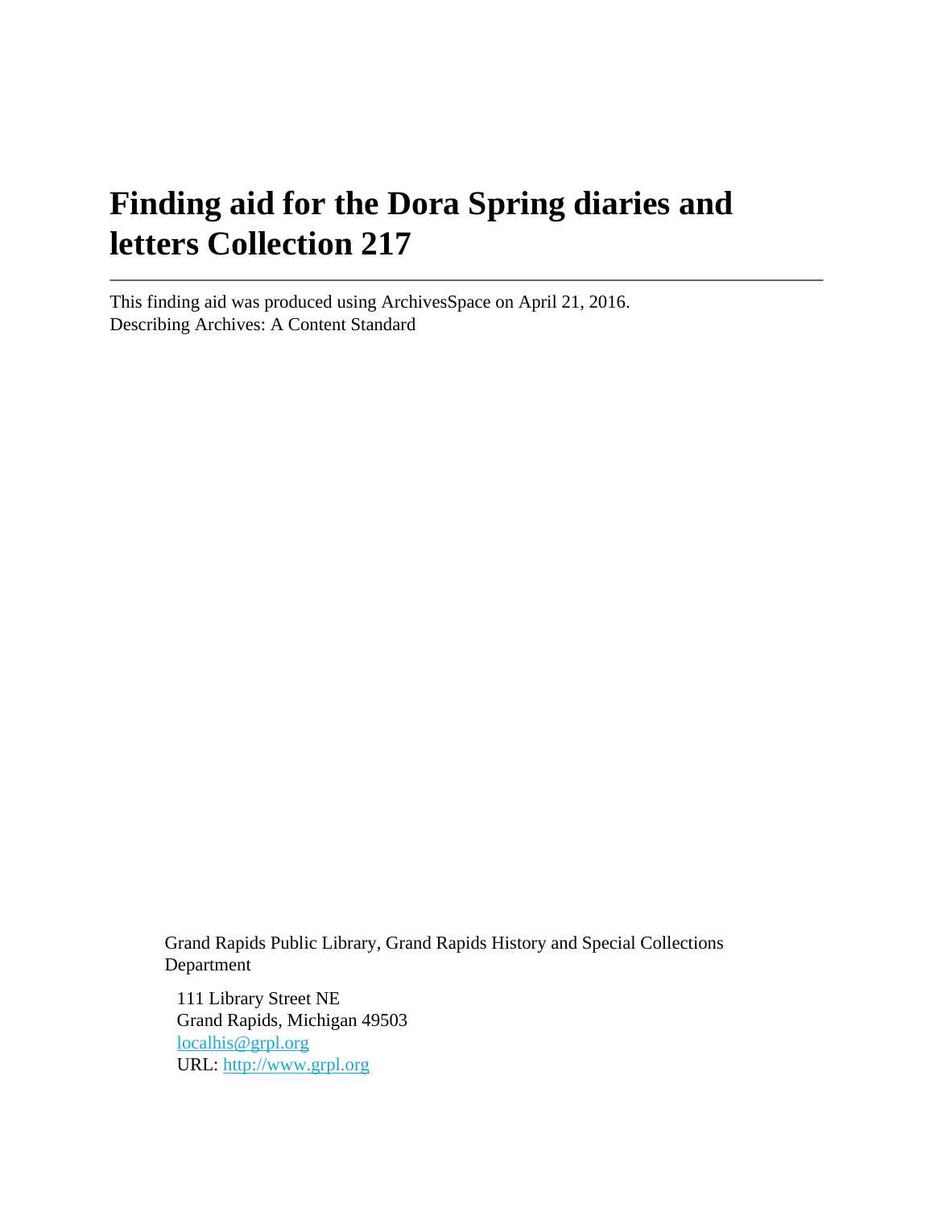# Finding aid for the Dora Spring diaries and letters Collection 217

---

This finding aid was produced using ArchivesSpace on April 21, 2016.
Describing Archives: A Content Standard

Grand Rapids Public Library, Grand Rapids History and Special Collections Department

111 Library Street NE
Grand Rapids, Michigan 49503
[localhis@grpl.org](mailto:localhis@grpl.org)
URL: [http://www.grpl.org](http://www.grpl.org)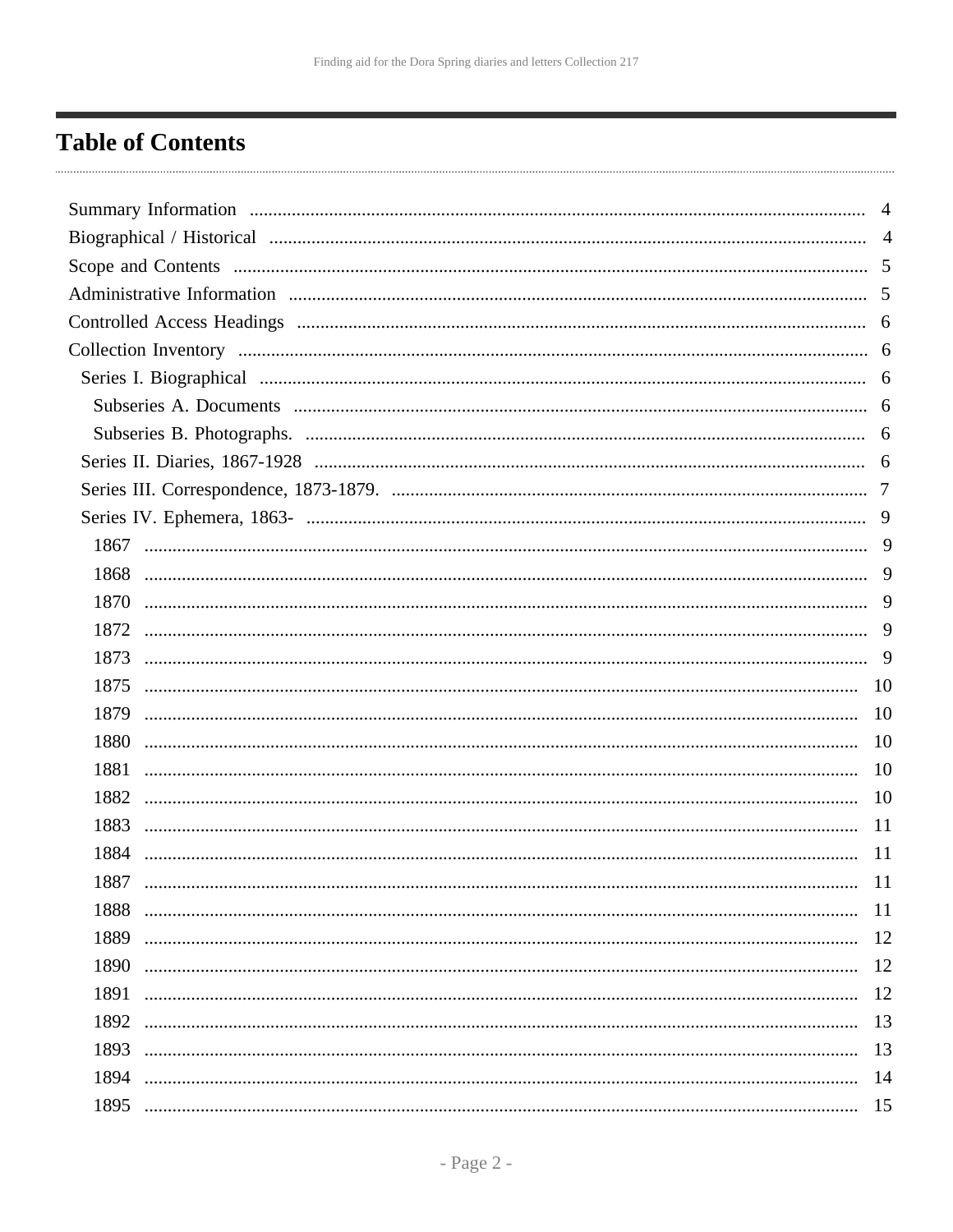# Table of Contents

- Summary Information ...... 4
- Biographical / Historical ...... 4
- Scope and Contents ...... 5
- Administrative Information ...... 5
- Controlled Access Headings ...... 6
- Collection Inventory ...... 6
  - Series I. Biographical ...... 6
    - Subseries A. Documents ...... 6
    - Subseries B. Photographs. ...... 6
  - Series II. Diaries, 1867-1928 ...... 6
  - Series III. Correspondence, 1873-1879. ...... 7
  - Series IV. Ephemera, 1863- ...... 9
    - 1867 ...... 9
    - 1868 ...... 9
    - 1870 ...... 9
    - 1872 ...... 9
    - 1873 ...... 9
    - 1875 ...... 10
    - 1879 ...... 10
    - 1880 ...... 10
    - 1881 ...... 10
    - 1882 ...... 10
    - 1883 ...... 11
    - 1884 ...... 11
    - 1887 ...... 11
    - 1888 ...... 11
    - 1889 ...... 12
    - 1890 ...... 12
    - 1891 ...... 12
    - 1892 ...... 13
    - 1893 ...... 13
    - 1894 ...... 14
    - 1895 ...... 15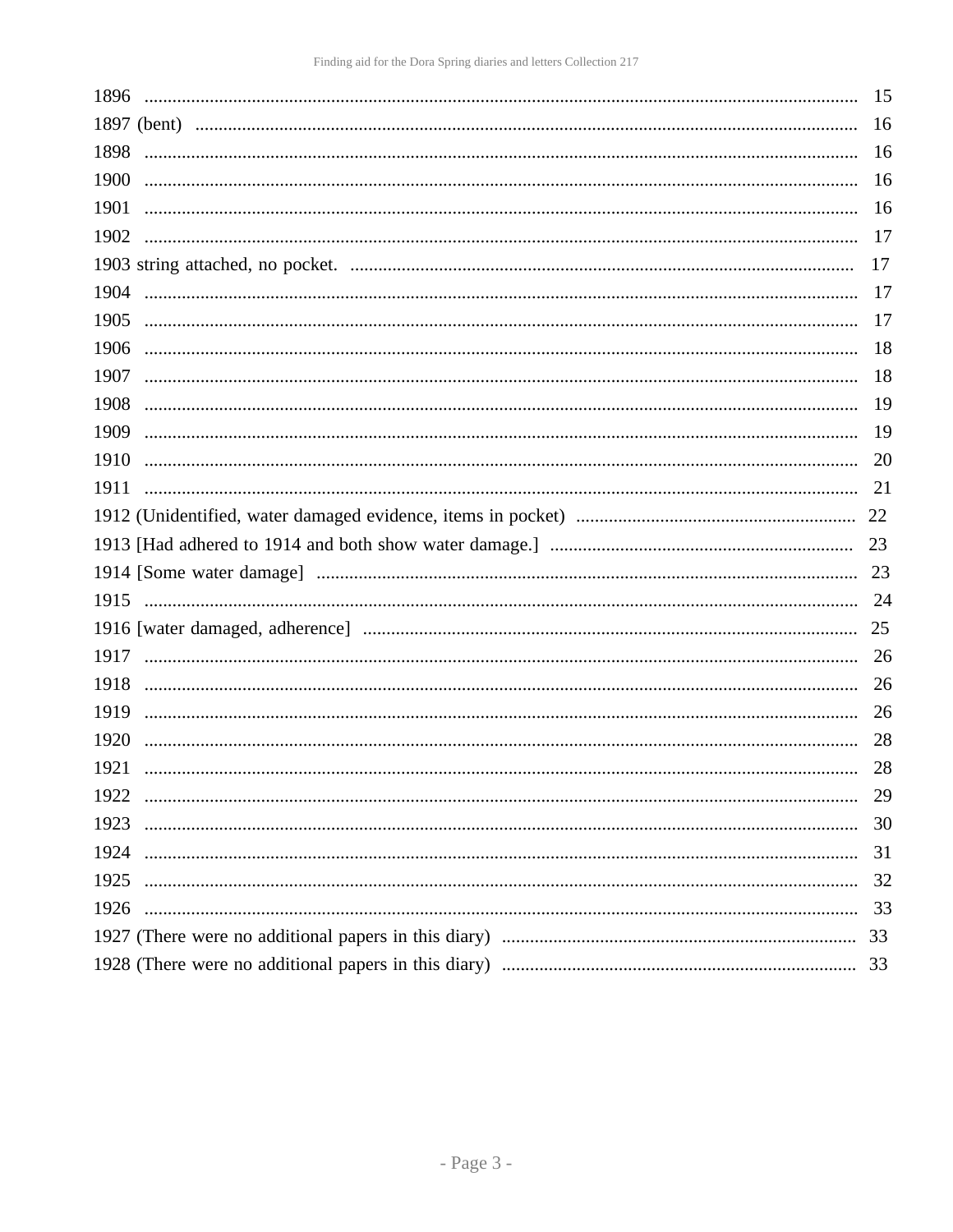1896 ........................................................................................................................................ 15
1897 (bent) ............................................................................................................................ 16
1898 ........................................................................................................................................ 16
1900 ........................................................................................................................................ 16
1901 ........................................................................................................................................ 16
1902 ........................................................................................................................................ 17
1903 string attached, no pocket. ........................................................................................... 17
1904 ........................................................................................................................................ 17
1905 ........................................................................................................................................ 17
1906 ........................................................................................................................................ 18
1907 ........................................................................................................................................ 18
1908 ........................................................................................................................................ 19
1909 ........................................................................................................................................ 19
1910 ........................................................................................................................................ 20
1911 ........................................................................................................................................ 21
1912 (Unidentified, water damaged evidence, items in pocket) ............................................. 22
1913 [Had adhered to 1914 and both show water damage.] .................................................. 23
1914 [Some water damage] ................................................................................................... 23
1915 ........................................................................................................................................ 24
1916 [water damaged, adherence] .......................................................................................... 25
1917 ........................................................................................................................................ 26
1918 ........................................................................................................................................ 26
1919 ........................................................................................................................................ 26
1920 ........................................................................................................................................ 28
1921 ........................................................................................................................................ 28
1922 ........................................................................................................................................ 29
1923 ........................................................................................................................................ 30
1924 ........................................................................................................................................ 31
1925 ........................................................................................................................................ 32
1926 ........................................................................................................................................ 33
1927 (There were no additional papers in this diary) ............................................................ 33
1928 (There were no additional papers in this diary) ............................................................ 33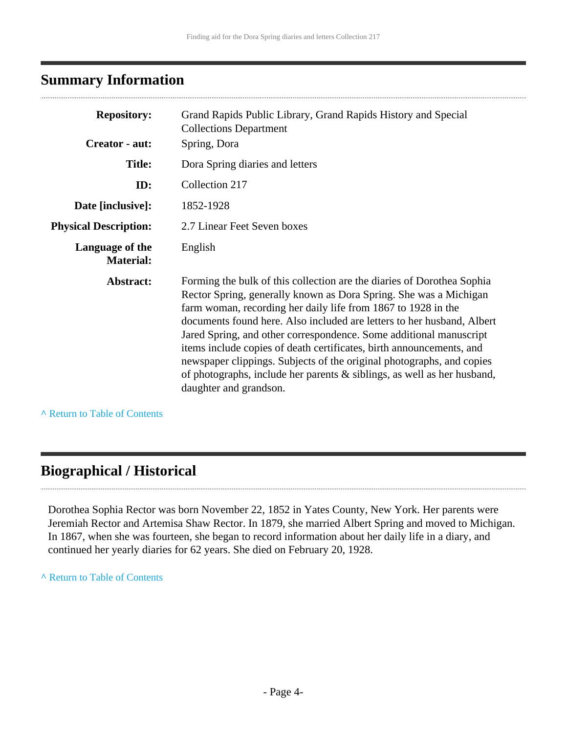## Summary Information

| | |
|---|---|
| **Repository:** | Grand Rapids Public Library, Grand Rapids History and Special Collections Department |
| **Creator - aut:** | Spring, Dora |
| **Title:** | Dora Spring diaries and letters |
| **ID:** | Collection 217 |
| **Date [inclusive]:** | 1852-1928 |
| **Physical Description:** | 2.7 Linear Feet Seven boxes |
| **Language of the Material:** | English |
| **Abstract:** | Forming the bulk of this collection are the diaries of Dorothea Sophia Rector Spring, generally known as Dora Spring. She was a Michigan farm woman, recording her daily life from 1867 to 1928 in the documents found here. Also included are letters to her husband, Albert Jared Spring, and other correspondence. Some additional manuscript items include copies of death certificates, birth announcements, and newspaper clippings. Subjects of the original photographs, and copies of photographs, include her parents & siblings, as well as her husband, daughter and grandson. |

^ Return to Table of Contents

## Biographical / Historical

Dorothea Sophia Rector was born November 22, 1852 in Yates County, New York. Her parents were Jeremiah Rector and Artemisa Shaw Rector. In 1879, she married Albert Spring and moved to Michigan. In 1867, when she was fourteen, she began to record information about her daily life in a diary, and continued her yearly diaries for 62 years. She died on February 20, 1928.

^ Return to Table of Contents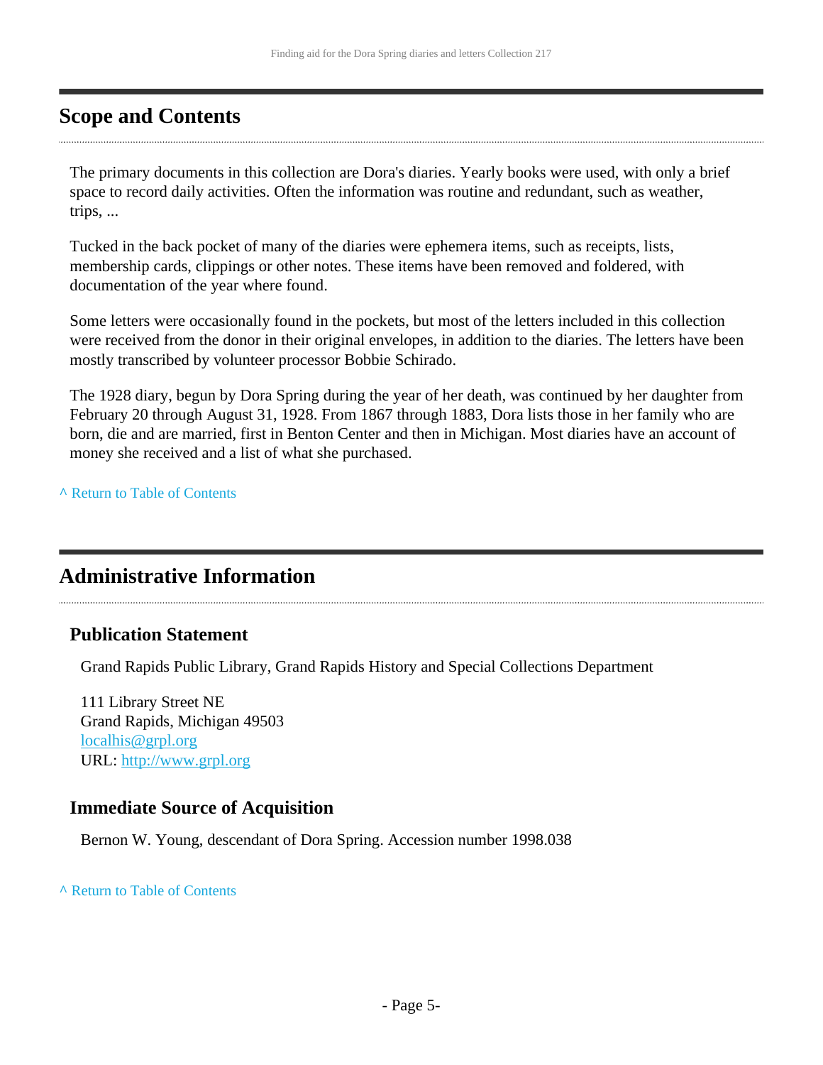## Scope and Contents

The primary documents in this collection are Dora's diaries. Yearly books were used, with only a brief space to record daily activities. Often the information was routine and redundant, such as weather, trips, ...

Tucked in the back pocket of many of the diaries were ephemera items, such as receipts, lists, membership cards, clippings or other notes. These items have been removed and foldered, with documentation of the year where found.

Some letters were occasionally found in the pockets, but most of the letters included in this collection were received from the donor in their original envelopes, in addition to the diaries. The letters have been mostly transcribed by volunteer processor Bobbie Schirado.

The 1928 diary, begun by Dora Spring during the year of her death, was continued by her daughter from February 20 through August 31, 1928. From 1867 through 1883, Dora lists those in her family who are born, die and are married, first in Benton Center and then in Michigan. Most diaries have an account of money she received and a list of what she purchased.

^ Return to Table of Contents

## Administrative Information

### Publication Statement

Grand Rapids Public Library, Grand Rapids History and Special Collections Department

111 Library Street NE
Grand Rapids, Michigan 49503
localhis@grpl.org
URL: http://www.grpl.org

### Immediate Source of Acquisition

Bernon W. Young, descendant of Dora Spring. Accession number 1998.038

^ Return to Table of Contents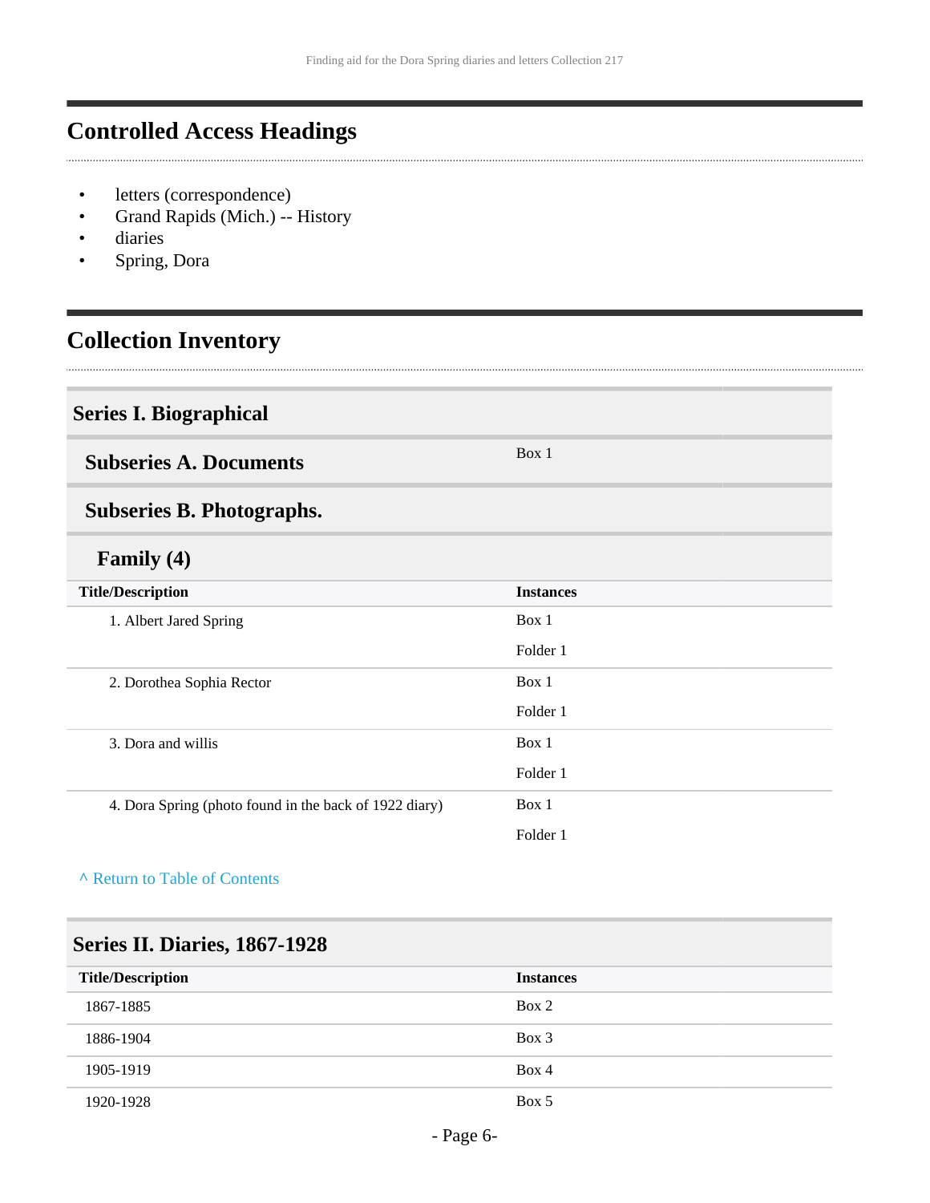## Controlled Access Headings

- letters (correspondence)
- Grand Rapids (Mich.) -- History
- diaries
- Spring, Dora

## Collection Inventory

### Series I. Biographical

#### Subseries A. Documents

Box 1

#### Subseries B. Photographs.

##### Family (4)

| Title/Description | Instances |
|---|---|
| 1. Albert Jared Spring | Box 1<br>Folder 1 |
| 2. Dorothea Sophia Rector | Box 1<br>Folder 1 |
| 3. Dora and willis | Box 1<br>Folder 1 |
| 4. Dora Spring (photo found in the back of 1922 diary) | Box 1<br>Folder 1 |

^ Return to Table of Contents

### Series II. Diaries, 1867-1928

| Title/Description | Instances |
|---|---|
| 1867-1885 | Box 2 |
| 1886-1904 | Box 3 |
| 1905-1919 | Box 4 |
| 1920-1928 | Box 5 |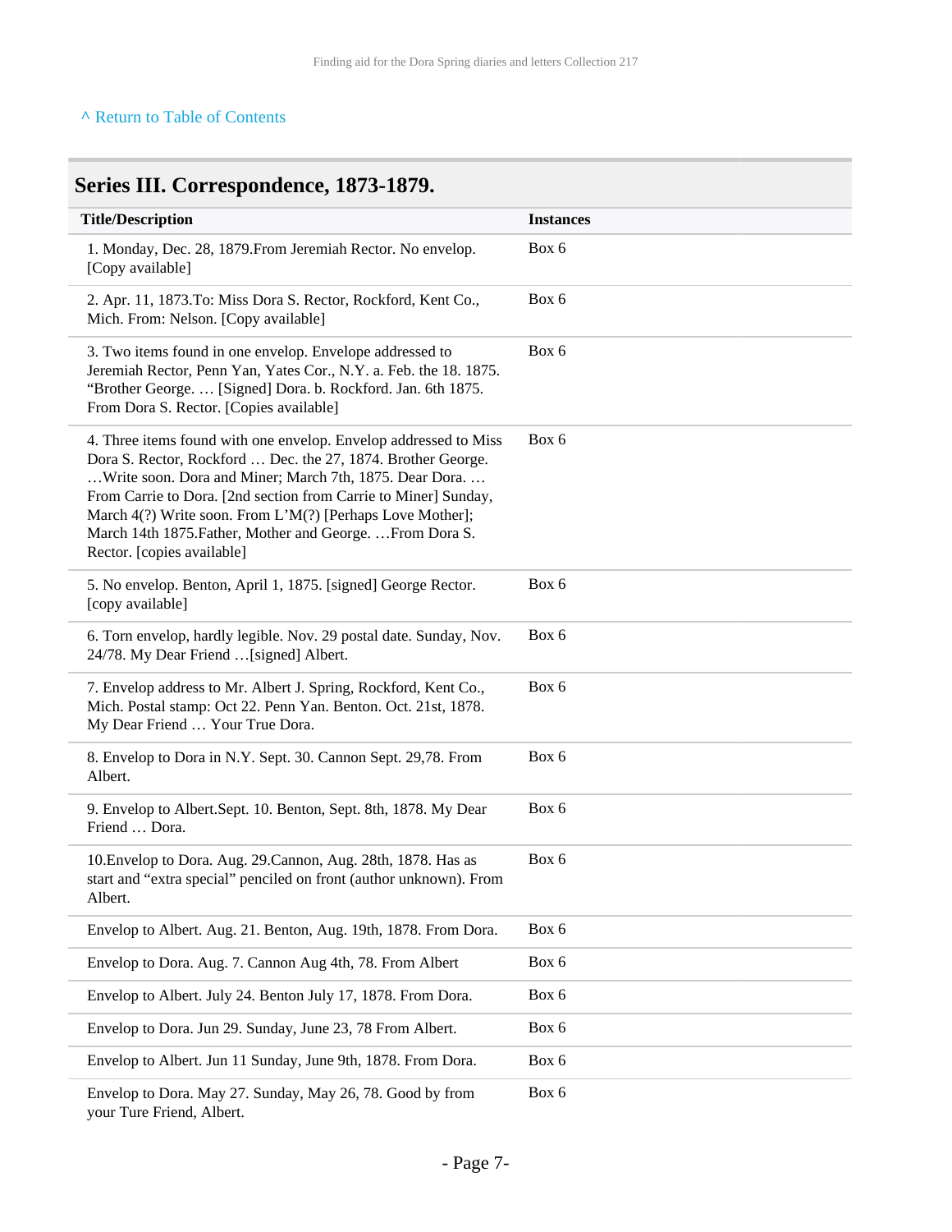[^ Return to Table of Contents](#)

## Series III. Correspondence, 1873-1879.

| Title/Description | Instances |
|---|---|
| 1. Monday, Dec. 28, 1879.From Jeremiah Rector. No envelop. [Copy available] | Box 6 |
| 2. Apr. 11, 1873.To: Miss Dora S. Rector, Rockford, Kent Co., Mich. From: Nelson. [Copy available] | Box 6 |
| 3. Two items found in one envelop. Envelope addressed to Jeremiah Rector, Penn Yan, Yates Cor., N.Y. a. Feb. the 18. 1875. "Brother George. … [Signed] Dora. b. Rockford. Jan. 6th 1875. From Dora S. Rector. [Copies available] | Box 6 |
| 4. Three items found with one envelop. Envelop addressed to Miss Dora S. Rector, Rockford … Dec. the 27, 1874. Brother George. …Write soon. Dora and Miner; March 7th, 1875. Dear Dora. … From Carrie to Dora. [2nd section from Carrie to Miner] Sunday, March 4(?) Write soon. From L'M(?) [Perhaps Love Mother]; March 14th 1875.Father, Mother and George. …From Dora S. Rector. [copies available] | Box 6 |
| 5. No envelop. Benton, April 1, 1875. [signed] George Rector. [copy available] | Box 6 |
| 6. Torn envelop, hardly legible. Nov. 29 postal date. Sunday, Nov. 24/78. My Dear Friend …[signed] Albert. | Box 6 |
| 7. Envelop address to Mr. Albert J. Spring, Rockford, Kent Co., Mich. Postal stamp: Oct 22. Penn Yan. Benton. Oct. 21st, 1878. My Dear Friend … Your True Dora. | Box 6 |
| 8. Envelop to Dora in N.Y. Sept. 30. Cannon Sept. 29,78. From Albert. | Box 6 |
| 9. Envelop to Albert.Sept. 10. Benton, Sept. 8th, 1878. My Dear Friend … Dora. | Box 6 |
| 10.Envelop to Dora. Aug. 29.Cannon, Aug. 28th, 1878. Has as start and "extra special" penciled on front (author unknown). From Albert. | Box 6 |
| Envelop to Albert. Aug. 21. Benton, Aug. 19th, 1878. From Dora. | Box 6 |
| Envelop to Dora. Aug. 7. Cannon Aug 4th, 78. From Albert | Box 6 |
| Envelop to Albert. July 24. Benton July 17, 1878. From Dora. | Box 6 |
| Envelop to Dora. Jun 29. Sunday, June 23, 78 From Albert. | Box 6 |
| Envelop to Albert. Jun 11 Sunday, June 9th, 1878. From Dora. | Box 6 |
| Envelop to Dora. May 27. Sunday, May 26, 78. Good by from your Ture Friend, Albert. | Box 6 |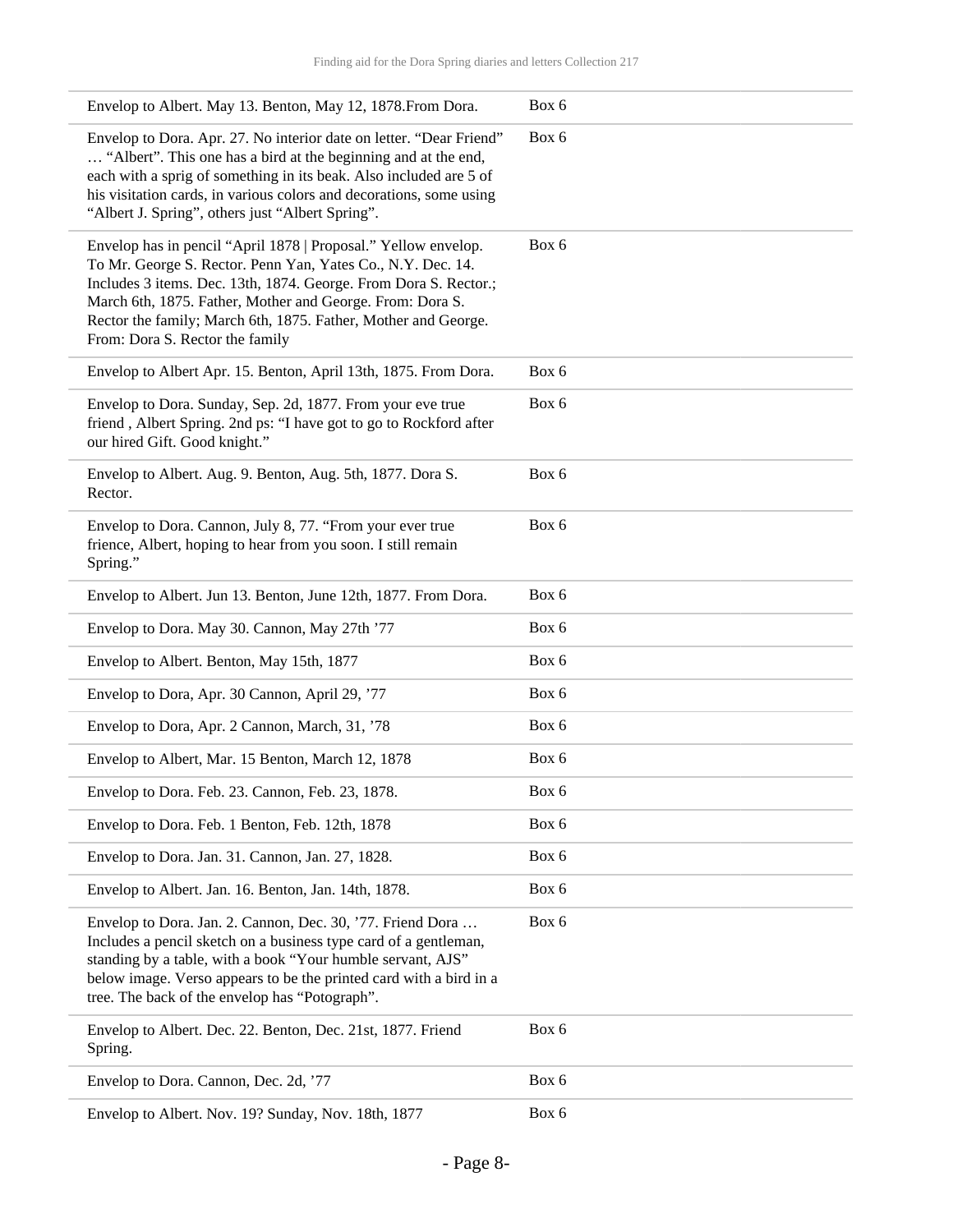| | |
|---|---|
| Envelop to Albert. May 13. Benton, May 12, 1878.From Dora. | Box 6 |
| Envelop to Dora. Apr. 27. No interior date on letter. "Dear Friend" … "Albert". This one has a bird at the beginning and at the end, each with a sprig of something in its beak. Also included are 5 of his visitation cards, in various colors and decorations, some using "Albert J. Spring", others just "Albert Spring". | Box 6 |
| Envelop has in pencil "April 1878 \| Proposal." Yellow envelop. To Mr. George S. Rector. Penn Yan, Yates Co., N.Y. Dec. 14. Includes 3 items. Dec. 13th, 1874. George. From Dora S. Rector.; March 6th, 1875. Father, Mother and George. From: Dora S. Rector the family; March 6th, 1875. Father, Mother and George. From: Dora S. Rector the family | Box 6 |
| Envelop to Albert Apr. 15. Benton, April 13th, 1875. From Dora. | Box 6 |
| Envelop to Dora. Sunday, Sep. 2d, 1877. From your eve true friend , Albert Spring. 2nd ps: "I have got to go to Rockford after our hired Gift. Good knight." | Box 6 |
| Envelop to Albert. Aug. 9. Benton, Aug. 5th, 1877. Dora S. Rector. | Box 6 |
| Envelop to Dora. Cannon, July 8, 77. "From your ever true frience, Albert, hoping to hear from you soon. I still remain Spring." | Box 6 |
| Envelop to Albert. Jun 13. Benton, June 12th, 1877. From Dora. | Box 6 |
| Envelop to Dora. May 30. Cannon, May 27th '77 | Box 6 |
| Envelop to Albert. Benton, May 15th, 1877 | Box 6 |
| Envelop to Dora, Apr. 30 Cannon, April 29, '77 | Box 6 |
| Envelop to Dora, Apr. 2 Cannon, March, 31, '78 | Box 6 |
| Envelop to Albert, Mar. 15 Benton, March 12, 1878 | Box 6 |
| Envelop to Dora. Feb. 23. Cannon, Feb. 23, 1878. | Box 6 |
| Envelop to Dora. Feb. 1 Benton, Feb. 12th, 1878 | Box 6 |
| Envelop to Dora. Jan. 31. Cannon, Jan. 27, 1828. | Box 6 |
| Envelop to Albert. Jan. 16. Benton, Jan. 14th, 1878. | Box 6 |
| Envelop to Dora. Jan. 2. Cannon, Dec. 30, '77. Friend Dora … Includes a pencil sketch on a business type card of a gentleman, standing by a table, with a book "Your humble servant, AJS" below image. Verso appears to be the printed card with a bird in a tree. The back of the envelop has "Potograph". | Box 6 |
| Envelop to Albert. Dec. 22. Benton, Dec. 21st, 1877. Friend Spring. | Box 6 |
| Envelop to Dora. Cannon, Dec. 2d, '77 | Box 6 |
| Envelop to Albert. Nov. 19? Sunday, Nov. 18th, 1877 | Box 6 |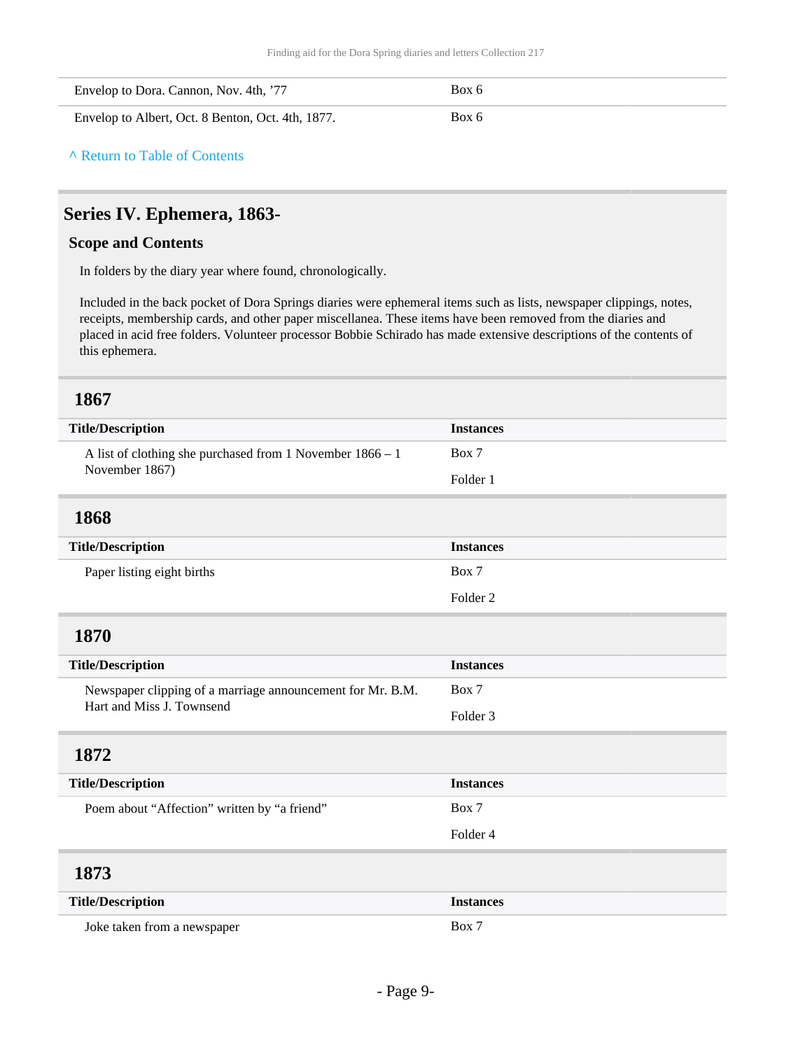| | |
|---|---|
| Envelop to Dora. Cannon, Nov. 4th, '77 | Box 6 |
| Envelop to Albert, Oct. 8 Benton, Oct. 4th, 1877. | Box 6 |

^ Return to Table of Contents

## Series IV. Ephemera, 1863-

### Scope and Contents

In folders by the diary year where found, chronologically.

Included in the back pocket of Dora Springs diaries were ephemeral items such as lists, newspaper clippings, notes, receipts, membership cards, and other paper miscellanea. These items have been removed from the diaries and placed in acid free folders. Volunteer processor Bobbie Schirado has made extensive descriptions of the contents of this ephemera.

### 1867

| Title/Description | Instances |
|---|---|
| A list of clothing she purchased from 1 November 1866 – 1 November 1867) | Box 7<br>Folder 1 |

### 1868

| Title/Description | Instances |
|---|---|
| Paper listing eight births | Box 7<br>Folder 2 |

### 1870

| Title/Description | Instances |
|---|---|
| Newspaper clipping of a marriage announcement for Mr. B.M. Hart and Miss J. Townsend | Box 7<br>Folder 3 |

### 1872

| Title/Description | Instances |
|---|---|
| Poem about "Affection" written by "a friend" | Box 7<br>Folder 4 |

### 1873

| Title/Description | Instances |
|---|---|
| Joke taken from a newspaper | Box 7 |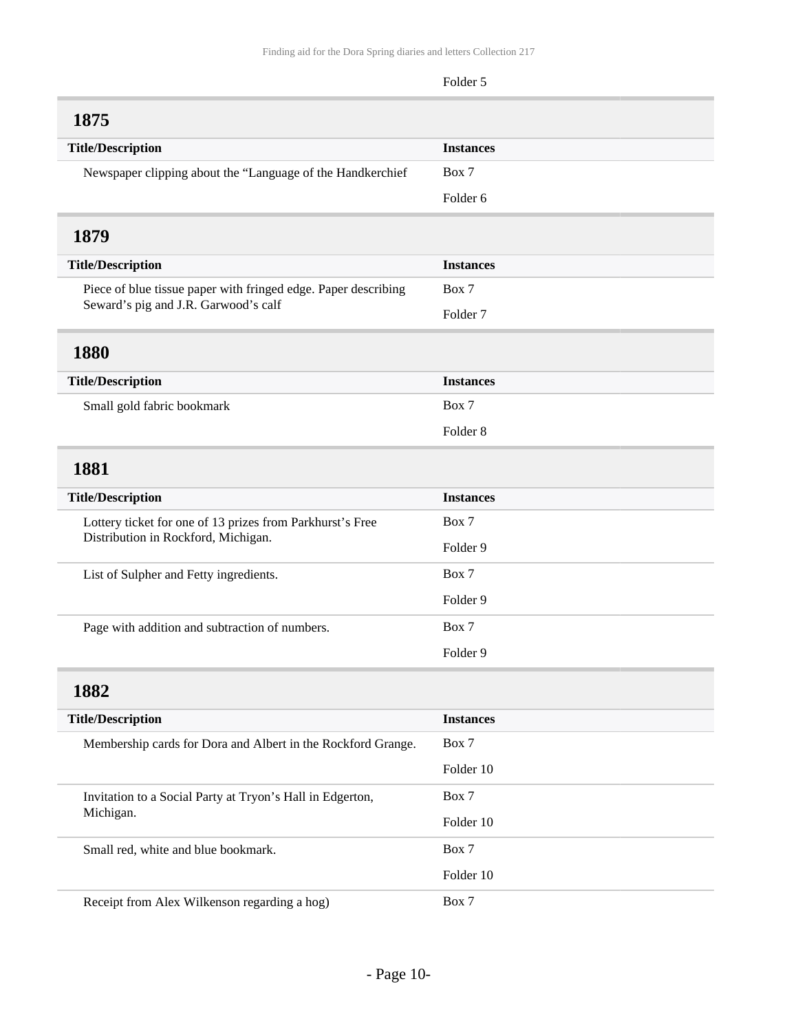Folder 5

## 1875

| Title/Description | Instances |
| --- | --- |
| Newspaper clipping about the “Language of the Handkerchief | Box 7<br>Folder 6 |

## 1879

| Title/Description | Instances |
| --- | --- |
| Piece of blue tissue paper with fringed edge. Paper describing Seward’s pig and J.R. Garwood’s calf | Box 7<br>Folder 7 |

## 1880

| Title/Description | Instances |
| --- | --- |
| Small gold fabric bookmark | Box 7<br>Folder 8 |

## 1881

| Title/Description | Instances |
| --- | --- |
| Lottery ticket for one of 13 prizes from Parkhurst’s Free Distribution in Rockford, Michigan. | Box 7<br>Folder 9 |
| List of Sulpher and Fetty ingredients. | Box 7<br>Folder 9 |
| Page with addition and subtraction of numbers. | Box 7<br>Folder 9 |

## 1882

| Title/Description | Instances |
| --- | --- |
| Membership cards for Dora and Albert in the Rockford Grange. | Box 7<br>Folder 10 |
| Invitation to a Social Party at Tryon’s Hall in Edgerton, Michigan. | Box 7<br>Folder 10 |
| Small red, white and blue bookmark. | Box 7<br>Folder 10 |
| Receipt from Alex Wilkenson regarding a hog) | Box 7 |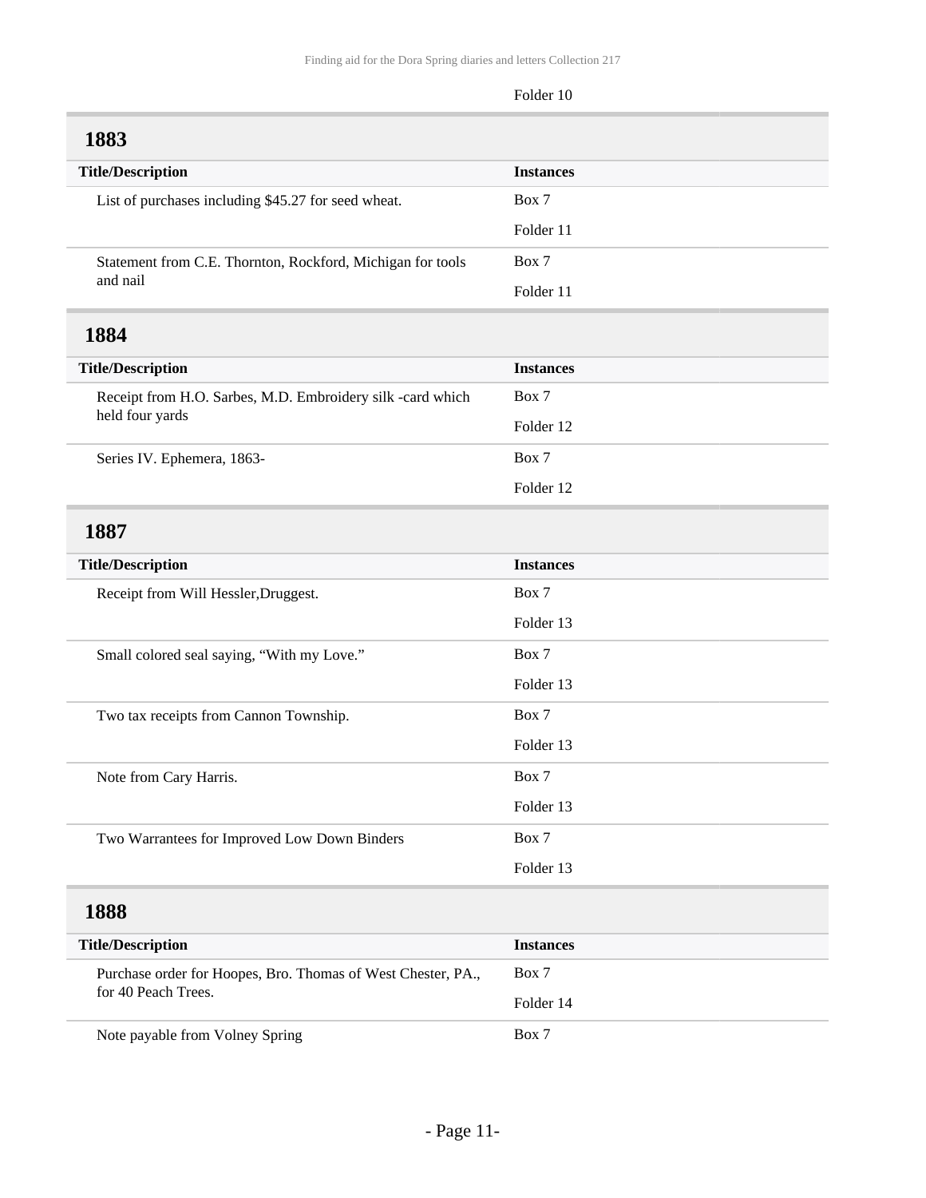Folder 10

## 1883

| Title/Description | Instances |
|---|---|
| List of purchases including $45.27 for seed wheat. | Box 7<br>Folder 11 |
| Statement from C.E. Thornton, Rockford, Michigan for tools and nail | Box 7<br>Folder 11 |

## 1884

| Title/Description | Instances |
|---|---|
| Receipt from H.O. Sarbes, M.D. Embroidery silk -card which held four yards | Box 7<br>Folder 12 |
| Series IV. Ephemera, 1863- | Box 7<br>Folder 12 |

## 1887

| Title/Description | Instances |
|---|---|
| Receipt from Will Hessler,Druggest. | Box 7<br>Folder 13 |
| Small colored seal saying, “With my Love.” | Box 7<br>Folder 13 |
| Two tax receipts from Cannon Township. | Box 7<br>Folder 13 |
| Note from Cary Harris. | Box 7<br>Folder 13 |
| Two Warrantees for Improved Low Down Binders | Box 7<br>Folder 13 |

## 1888

| Title/Description | Instances |
|---|---|
| Purchase order for Hoopes, Bro. Thomas of West Chester, PA., for 40 Peach Trees. | Box 7<br>Folder 14 |
| Note payable from Volney Spring | Box 7 |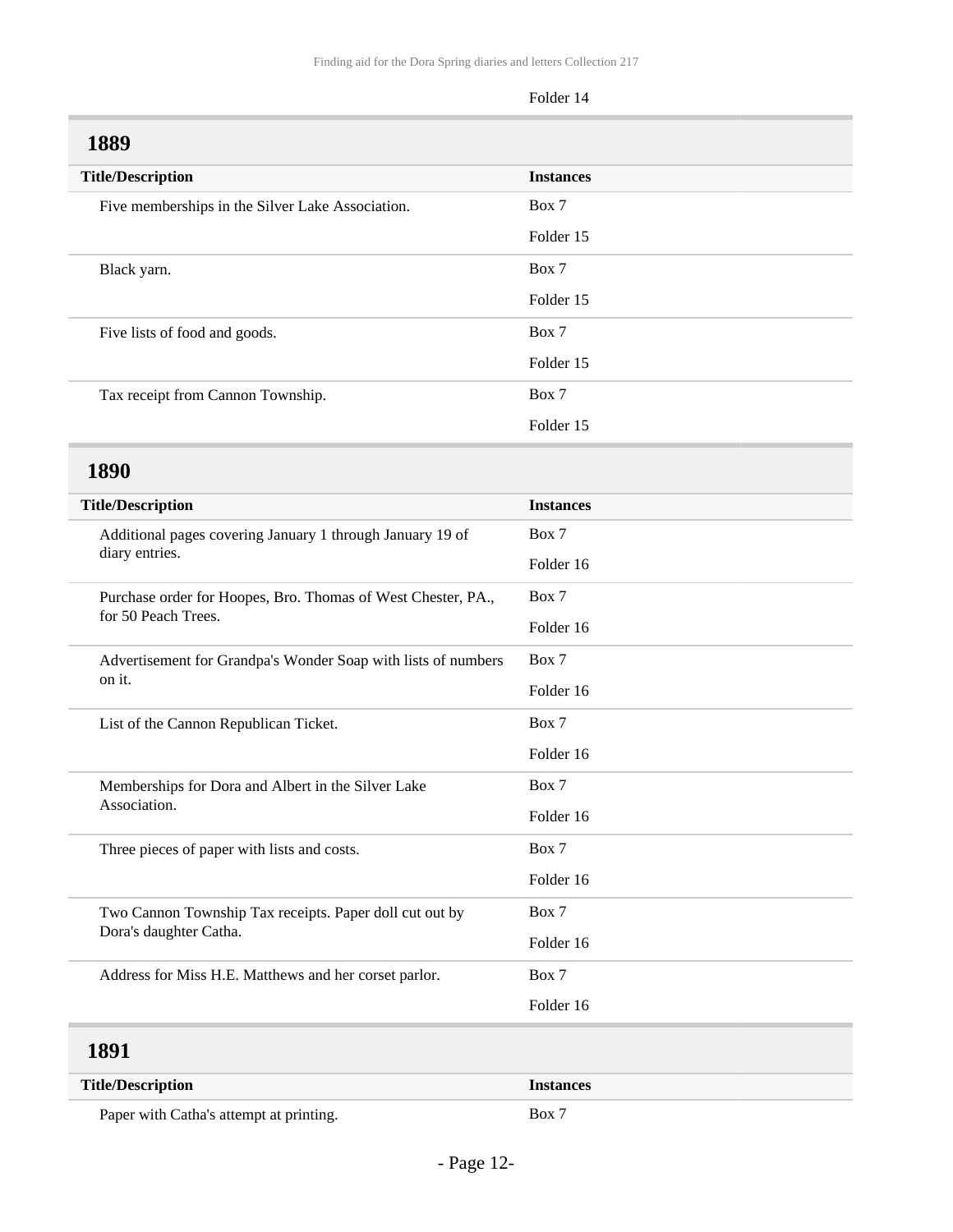Folder 14

## 1889

| Title/Description | Instances |
| --- | --- |
| Five memberships in the Silver Lake Association. | Box 7<br>Folder 15 |
| Black yarn. | Box 7<br>Folder 15 |
| Five lists of food and goods. | Box 7<br>Folder 15 |
| Tax receipt from Cannon Township. | Box 7<br>Folder 15 |

## 1890

| Title/Description | Instances |
| --- | --- |
| Additional pages covering January 1 through January 19 of diary entries. | Box 7<br>Folder 16 |
| Purchase order for Hoopes, Bro. Thomas of West Chester, PA., for 50 Peach Trees. | Box 7<br>Folder 16 |
| Advertisement for Grandpa's Wonder Soap with lists of numbers on it. | Box 7<br>Folder 16 |
| List of the Cannon Republican Ticket. | Box 7<br>Folder 16 |
| Memberships for Dora and Albert in the Silver Lake Association. | Box 7<br>Folder 16 |
| Three pieces of paper with lists and costs. | Box 7<br>Folder 16 |
| Two Cannon Township Tax receipts. Paper doll cut out by Dora's daughter Catha. | Box 7<br>Folder 16 |
| Address for Miss H.E. Matthews and her corset parlor. | Box 7<br>Folder 16 |

## 1891

| Title/Description | Instances |
| --- | --- |
| Paper with Catha's attempt at printing. | Box 7 |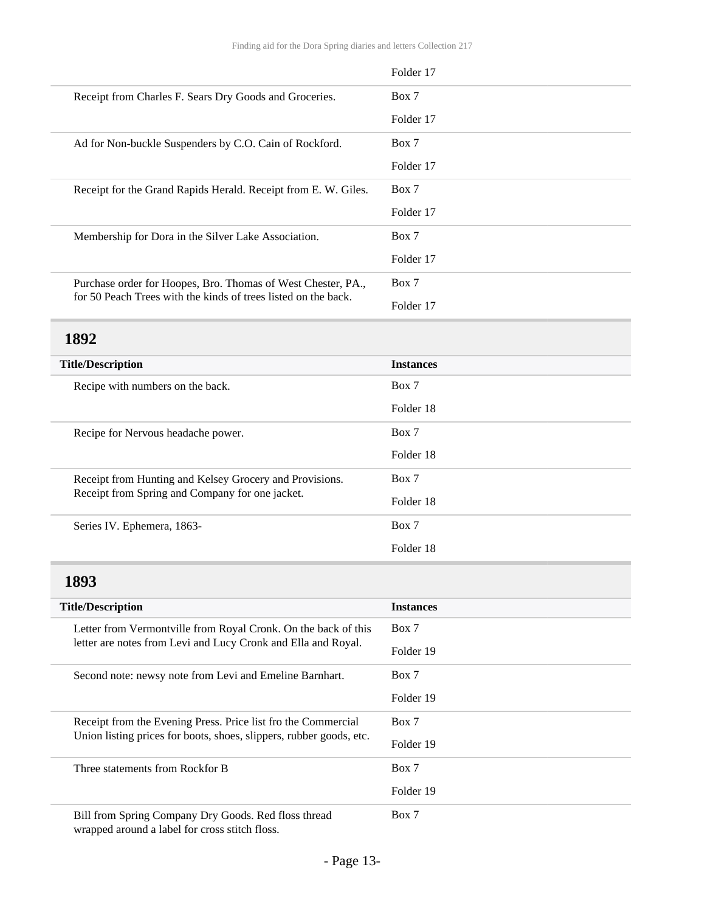| Title/Description | Instances |
|---|---|
| | Folder 17 |
| Receipt from Charles F. Sears Dry Goods and Groceries. | Box 7<br>Folder 17 |
| Ad for Non-buckle Suspenders by C.O. Cain of Rockford. | Box 7<br>Folder 17 |
| Receipt for the Grand Rapids Herald. Receipt from E. W. Giles. | Box 7<br>Folder 17 |
| Membership for Dora in the Silver Lake Association. | Box 7<br>Folder 17 |
| Purchase order for Hoopes, Bro. Thomas of West Chester, PA., for 50 Peach Trees with the kinds of trees listed on the back. | Box 7<br>Folder 17 |

## 1892

| Title/Description | Instances |
|---|---|
| Recipe with numbers on the back. | Box 7<br>Folder 18 |
| Recipe for Nervous headache power. | Box 7<br>Folder 18 |
| Receipt from Hunting and Kelsey Grocery and Provisions. Receipt from Spring and Company for one jacket. | Box 7<br>Folder 18 |
| Series IV. Ephemera, 1863- | Box 7<br>Folder 18 |

## 1893

| Title/Description | Instances |
|---|---|
| Letter from Vermontville from Royal Cronk. On the back of this letter are notes from Levi and Lucy Cronk and Ella and Royal. | Box 7<br>Folder 19 |
| Second note: newsy note from Levi and Emeline Barnhart. | Box 7<br>Folder 19 |
| Receipt from the Evening Press. Price list fro the Commercial Union listing prices for boots, shoes, slippers, rubber goods, etc. | Box 7<br>Folder 19 |
| Three statements from Rockfor B | Box 7<br>Folder 19 |
| Bill from Spring Company Dry Goods. Red floss thread wrapped around a label for cross stitch floss. | Box 7 |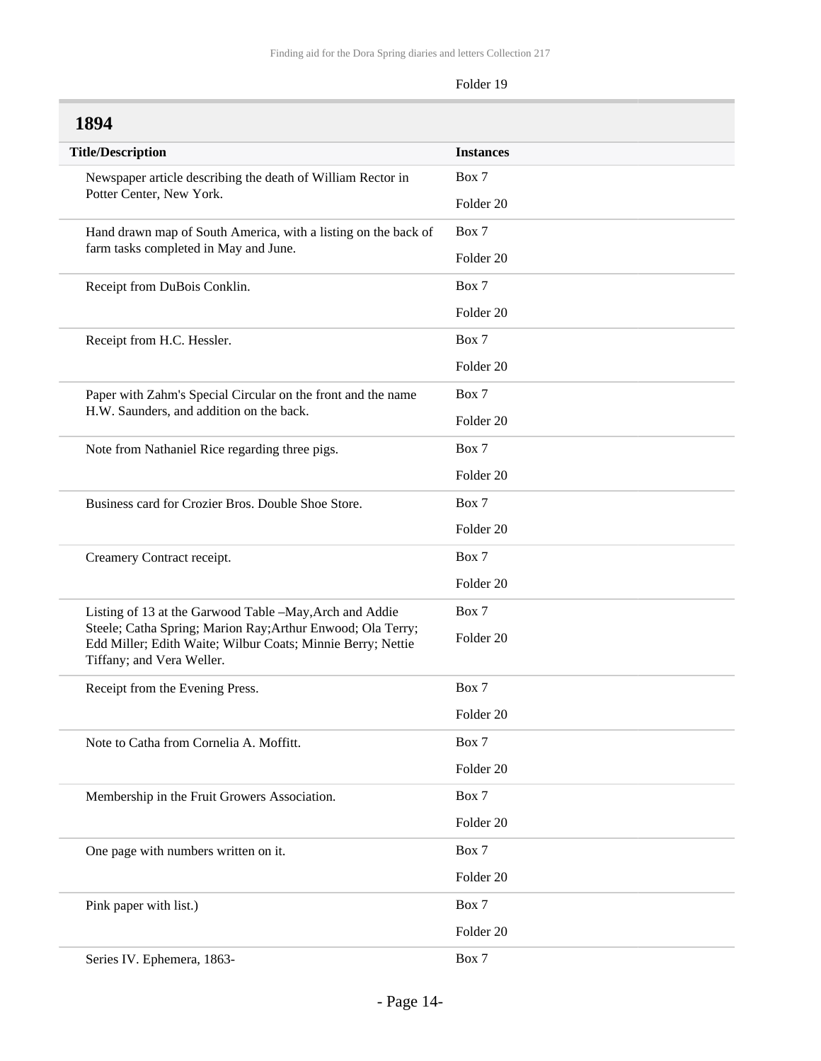| | Folder 19 |
|---|---|

## 1894

| Title/Description | Instances |
|---|---|
| Newspaper article describing the death of William Rector in Potter Center, New York. | Box 7<br>Folder 20 |
| Hand drawn map of South America, with a listing on the back of farm tasks completed in May and June. | Box 7<br>Folder 20 |
| Receipt from DuBois Conklin. | Box 7<br>Folder 20 |
| Receipt from H.C. Hessler. | Box 7<br>Folder 20 |
| Paper with Zahm's Special Circular on the front and the name H.W. Saunders, and addition on the back. | Box 7<br>Folder 20 |
| Note from Nathaniel Rice regarding three pigs. | Box 7<br>Folder 20 |
| Business card for Crozier Bros. Double Shoe Store. | Box 7<br>Folder 20 |
| Creamery Contract receipt. | Box 7<br>Folder 20 |
| Listing of 13 at the Garwood Table –May,Arch and Addie Steele; Catha Spring; Marion Ray;Arthur Enwood; Ola Terry; Edd Miller; Edith Waite; Wilbur Coats; Minnie Berry; Nettie Tiffany; and Vera Weller. | Box 7<br>Folder 20 |
| Receipt from the Evening Press. | Box 7<br>Folder 20 |
| Note to Catha from Cornelia A. Moffitt. | Box 7<br>Folder 20 |
| Membership in the Fruit Growers Association. | Box 7<br>Folder 20 |
| One page with numbers written on it. | Box 7<br>Folder 20 |
| Pink paper with list.) | Box 7<br>Folder 20 |
| Series IV. Ephemera, 1863- | Box 7 |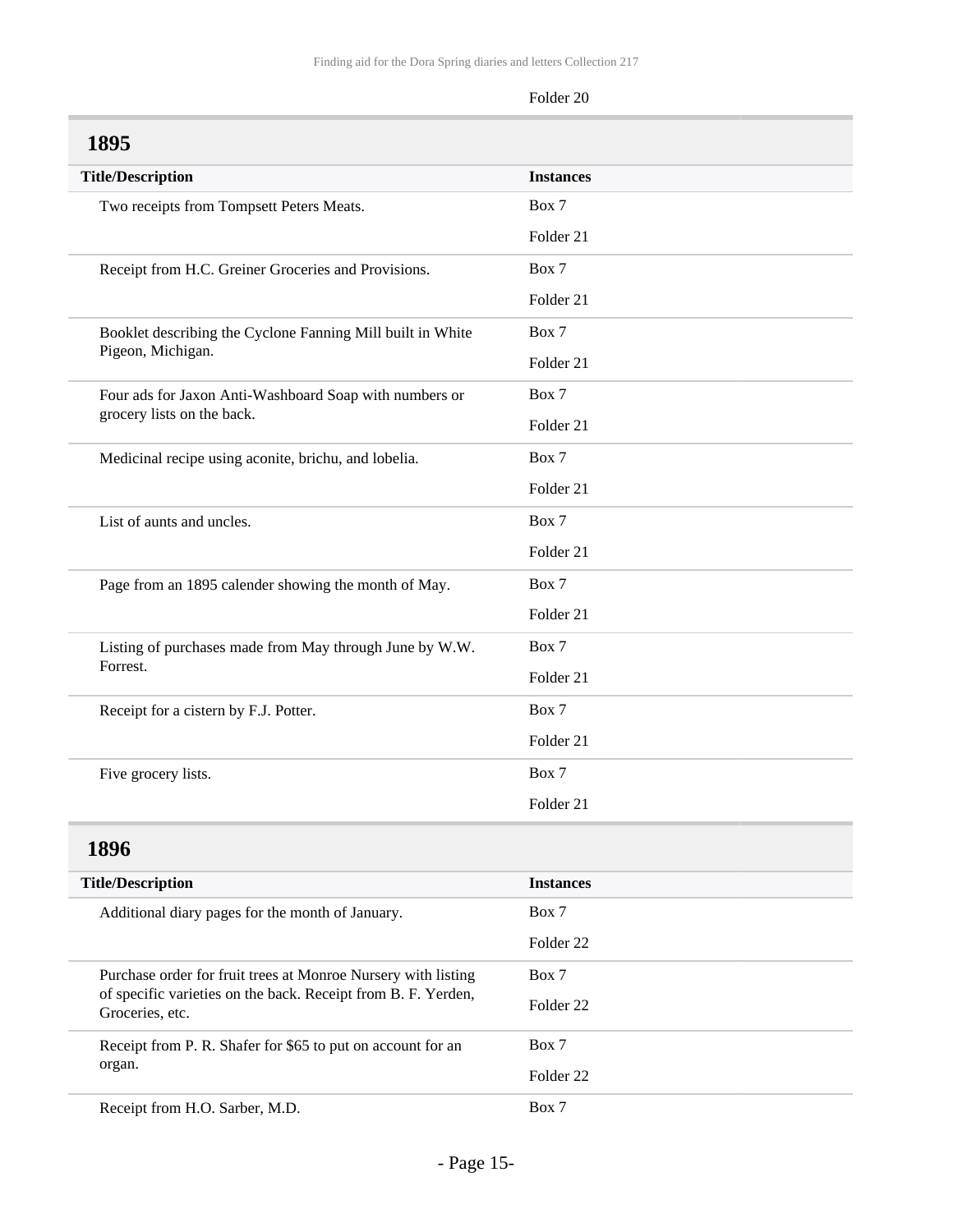Folder 20

## 1895

| Title/Description | Instances |
| --- | --- |
| Two receipts from Tompsett Peters Meats. | Box 7<br>Folder 21 |
| Receipt from H.C. Greiner Groceries and Provisions. | Box 7<br>Folder 21 |
| Booklet describing the Cyclone Fanning Mill built in White Pigeon, Michigan. | Box 7<br>Folder 21 |
| Four ads for Jaxon Anti-Washboard Soap with numbers or grocery lists on the back. | Box 7<br>Folder 21 |
| Medicinal recipe using aconite, brichu, and lobelia. | Box 7<br>Folder 21 |
| List of aunts and uncles. | Box 7<br>Folder 21 |
| Page from an 1895 calender showing the month of May. | Box 7<br>Folder 21 |
| Listing of purchases made from May through June by W.W. Forrest. | Box 7<br>Folder 21 |
| Receipt for a cistern by F.J. Potter. | Box 7<br>Folder 21 |
| Five grocery lists. | Box 7<br>Folder 21 |

## 1896

| Title/Description | Instances |
| --- | --- |
| Additional diary pages for the month of January. | Box 7<br>Folder 22 |
| Purchase order for fruit trees at Monroe Nursery with listing of specific varieties on the back. Receipt from B. F. Yerden, Groceries, etc. | Box 7<br>Folder 22 |
| Receipt from P. R. Shafer for $65 to put on account for an organ. | Box 7<br>Folder 22 |
| Receipt from H.O. Sarber, M.D. | Box 7 |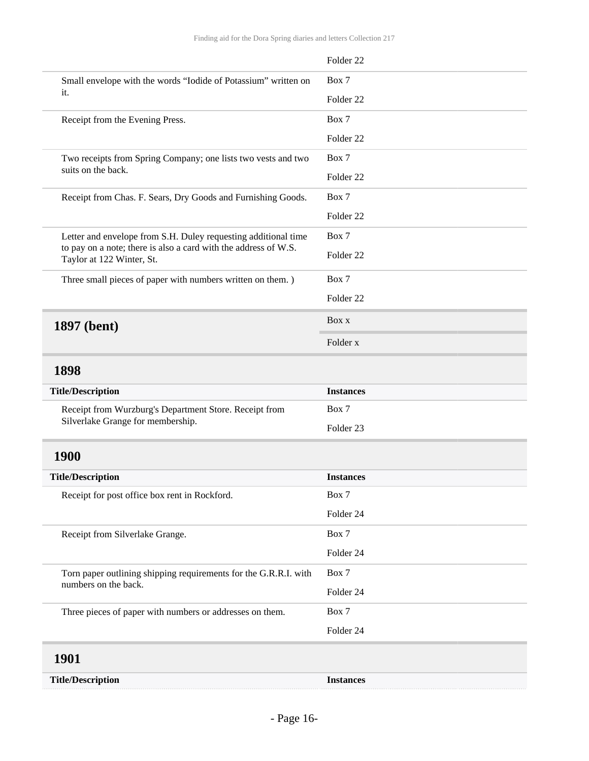| Title/Description | Instances |
| --- | --- |
| | Folder 22 |
| Small envelope with the words "Iodide of Potassium" written on it. | Box 7 Folder 22 |
| Receipt from the Evening Press. | Box 7 Folder 22 |
| Two receipts from Spring Company; one lists two vests and two suits on the back. | Box 7 Folder 22 |
| Receipt from Chas. F. Sears, Dry Goods and Furnishing Goods. | Box 7 Folder 22 |
| Letter and envelope from S.H. Duley requesting additional time to pay on a note; there is also a card with the address of W.S. Taylor at 122 Winter, St. | Box 7 Folder 22 |
| Three small pieces of paper with numbers written on them. ) | Box 7 Folder 22 |

## 1897 (bent)

Box x

Folder x

## 1898

| Title/Description | Instances |
| --- | --- |
| Receipt from Wurzburg's Department Store. Receipt from Silverlake Grange for membership. | Box 7 Folder 23 |

## 1900

| Title/Description | Instances |
| --- | --- |
| Receipt for post office box rent in Rockford. | Box 7 Folder 24 |
| Receipt from Silverlake Grange. | Box 7 Folder 24 |
| Torn paper outlining shipping requirements for the G.R.R.I. with numbers on the back. | Box 7 Folder 24 |
| Three pieces of paper with numbers or addresses on them. | Box 7 Folder 24 |

## 1901

| Title/Description | Instances |
| --- | --- |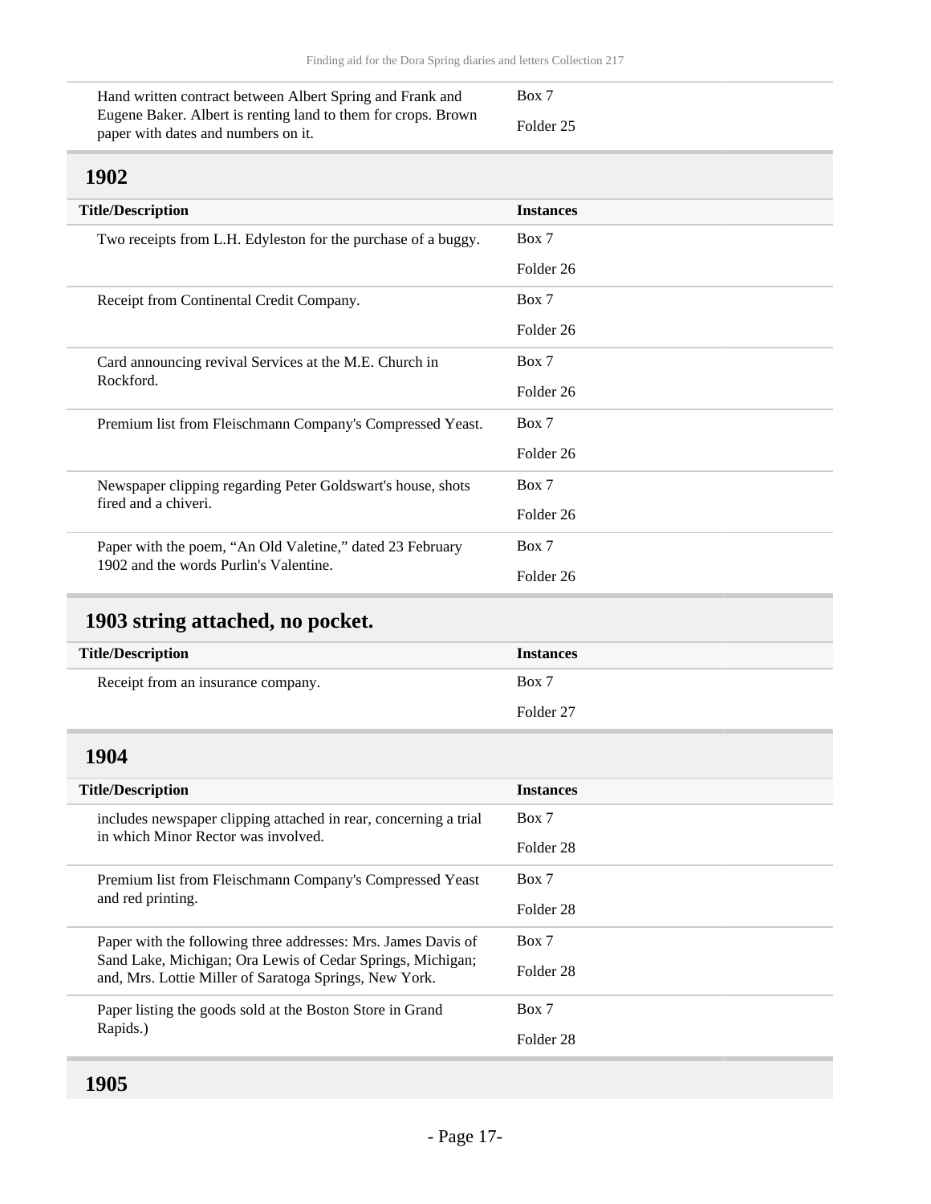| Title/Description | Instances |
|---|---|
| Hand written contract between Albert Spring and Frank and Eugene Baker. Albert is renting land to them for crops. Brown paper with dates and numbers on it. | Box 7<br>Folder 25 |

## 1902

| Title/Description | Instances |
|---|---|
| Two receipts from L.H. Edyleston for the purchase of a buggy. | Box 7<br>Folder 26 |
| Receipt from Continental Credit Company. | Box 7<br>Folder 26 |
| Card announcing revival Services at the M.E. Church in Rockford. | Box 7<br>Folder 26 |
| Premium list from Fleischmann Company's Compressed Yeast. | Box 7<br>Folder 26 |
| Newspaper clipping regarding Peter Goldswart's house, shots fired and a chiveri. | Box 7<br>Folder 26 |
| Paper with the poem, “An Old Valetine,” dated 23 February 1902 and the words Purlin's Valentine. | Box 7<br>Folder 26 |

## 1903 string attached, no pocket.

| Title/Description | Instances |
|---|---|
| Receipt from an insurance company. | Box 7<br>Folder 27 |

## 1904

| Title/Description | Instances |
|---|---|
| includes newspaper clipping attached in rear, concerning a trial in which Minor Rector was involved. | Box 7<br>Folder 28 |
| Premium list from Fleischmann Company's Compressed Yeast and red printing. | Box 7<br>Folder 28 |
| Paper with the following three addresses: Mrs. James Davis of Sand Lake, Michigan; Ora Lewis of Cedar Springs, Michigan; and, Mrs. Lottie Miller of Saratoga Springs, New York. | Box 7<br>Folder 28 |
| Paper listing the goods sold at the Boston Store in Grand Rapids.) | Box 7<br>Folder 28 |

## 1905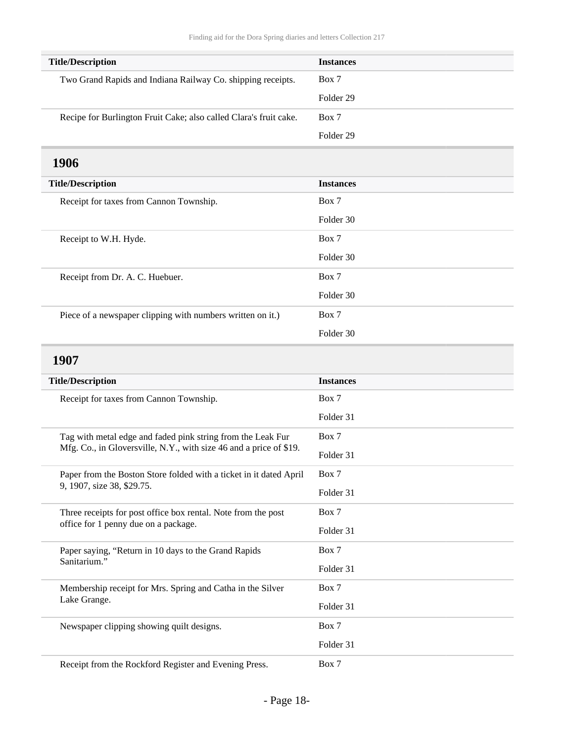| Title/Description | Instances |
|---|---|
| Two Grand Rapids and Indiana Railway Co. shipping receipts. | Box 7<br>Folder 29 |
| Recipe for Burlington Fruit Cake; also called Clara's fruit cake. | Box 7<br>Folder 29 |

## 1906

| Title/Description | Instances |
|---|---|
| Receipt for taxes from Cannon Township. | Box 7<br>Folder 30 |
| Receipt to W.H. Hyde. | Box 7<br>Folder 30 |
| Receipt from Dr. A. C. Huebuer. | Box 7<br>Folder 30 |
| Piece of a newspaper clipping with numbers written on it.) | Box 7<br>Folder 30 |

## 1907

| Title/Description | Instances |
|---|---|
| Receipt for taxes from Cannon Township. | Box 7<br>Folder 31 |
| Tag with metal edge and faded pink string from the Leak Fur Mfg. Co., in Gloversville, N.Y., with size 46 and a price of $19. | Box 7<br>Folder 31 |
| Paper from the Boston Store folded with a ticket in it dated April 9, 1907, size 38, $29.75. | Box 7<br>Folder 31 |
| Three receipts for post office box rental. Note from the post office for 1 penny due on a package. | Box 7<br>Folder 31 |
| Paper saying, “Return in 10 days to the Grand Rapids Sanitarium.” | Box 7<br>Folder 31 |
| Membership receipt for Mrs. Spring and Catha in the Silver Lake Grange. | Box 7<br>Folder 31 |
| Newspaper clipping showing quilt designs. | Box 7<br>Folder 31 |
| Receipt from the Rockford Register and Evening Press. | Box 7 |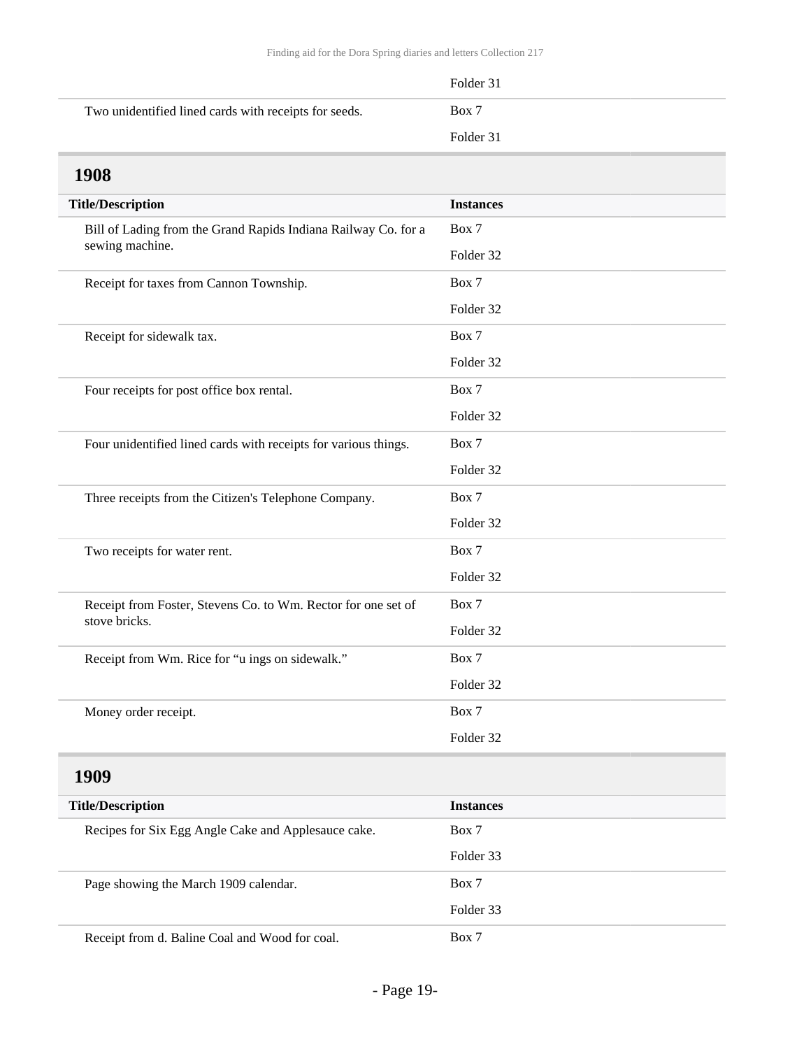| Title/Description | Instances |
|---|---|
| | Folder 31 |
| Two unidentified lined cards with receipts for seeds. | Box 7 Folder 31 |

## 1908

| Title/Description | Instances |
|---|---|
| Bill of Lading from the Grand Rapids Indiana Railway Co. for a sewing machine. | Box 7 Folder 32 |
| Receipt for taxes from Cannon Township. | Box 7 Folder 32 |
| Receipt for sidewalk tax. | Box 7 Folder 32 |
| Four receipts for post office box rental. | Box 7 Folder 32 |
| Four unidentified lined cards with receipts for various things. | Box 7 Folder 32 |
| Three receipts from the Citizen's Telephone Company. | Box 7 Folder 32 |
| Two receipts for water rent. | Box 7 Folder 32 |
| Receipt from Foster, Stevens Co. to Wm. Rector for one set of stove bricks. | Box 7 Folder 32 |
| Receipt from Wm. Rice for "u ings on sidewalk." | Box 7 Folder 32 |
| Money order receipt. | Box 7 Folder 32 |

## 1909

| Title/Description | Instances |
|---|---|
| Recipes for Six Egg Angle Cake and Applesauce cake. | Box 7 Folder 33 |
| Page showing the March 1909 calendar. | Box 7 Folder 33 |
| Receipt from d. Baline Coal and Wood for coal. | Box 7 |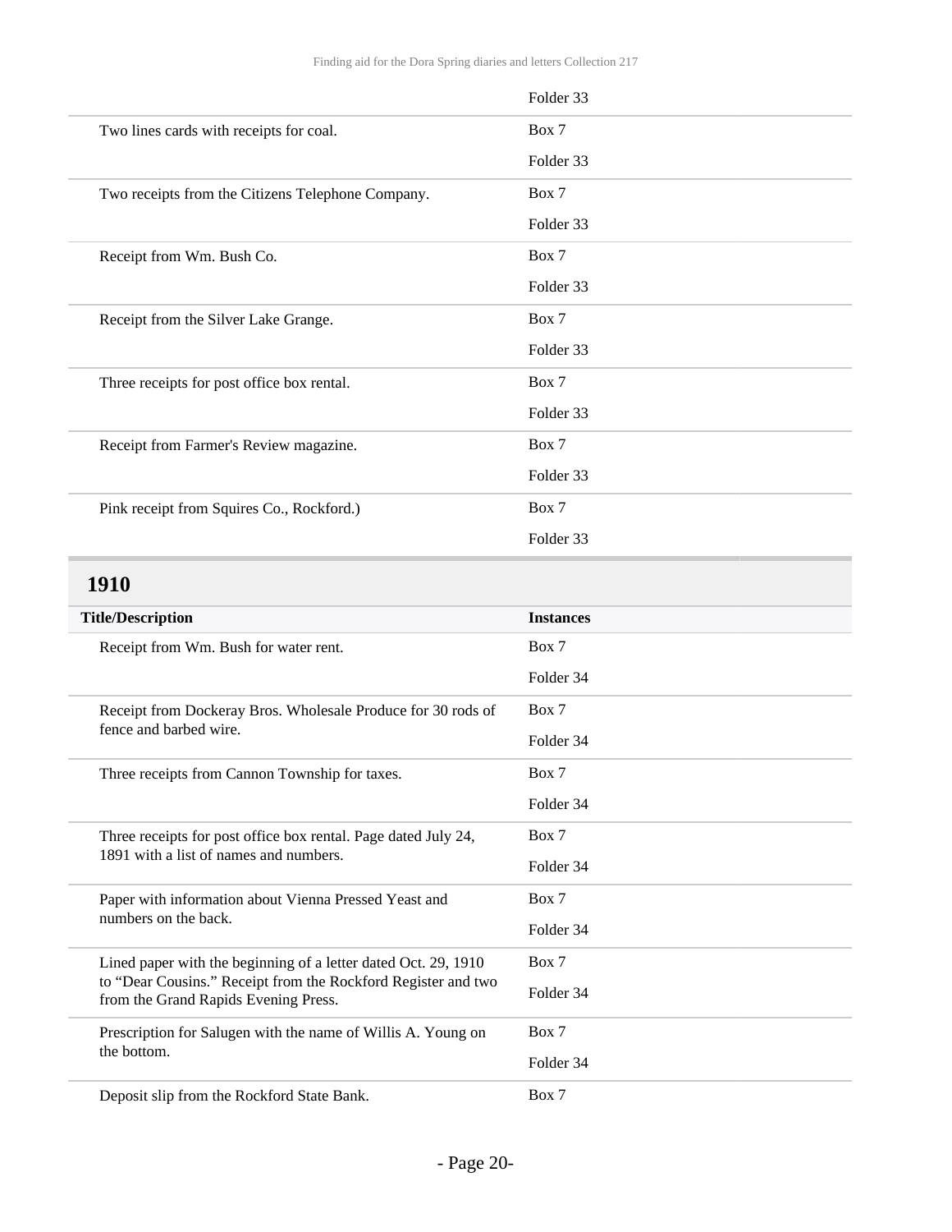| | |
|---|---|
| | Folder 33 |
| Two lines cards with receipts for coal. | Box 7<br>Folder 33 |
| Two receipts from the Citizens Telephone Company. | Box 7<br>Folder 33 |
| Receipt from Wm. Bush Co. | Box 7<br>Folder 33 |
| Receipt from the Silver Lake Grange. | Box 7<br>Folder 33 |
| Three receipts for post office box rental. | Box 7<br>Folder 33 |
| Receipt from Farmer's Review magazine. | Box 7<br>Folder 33 |
| Pink receipt from Squires Co., Rockford.) | Box 7<br>Folder 33 |

## 1910

| Title/Description | Instances |
|---|---|
| Receipt from Wm. Bush for water rent. | Box 7<br>Folder 34 |
| Receipt from Dockeray Bros. Wholesale Produce for 30 rods of fence and barbed wire. | Box 7<br>Folder 34 |
| Three receipts from Cannon Township for taxes. | Box 7<br>Folder 34 |
| Three receipts for post office box rental. Page dated July 24, 1891 with a list of names and numbers. | Box 7<br>Folder 34 |
| Paper with information about Vienna Pressed Yeast and numbers on the back. | Box 7<br>Folder 34 |
| Lined paper with the beginning of a letter dated Oct. 29, 1910 to "Dear Cousins." Receipt from the Rockford Register and two from the Grand Rapids Evening Press. | Box 7<br>Folder 34 |
| Prescription for Salugen with the name of Willis A. Young on the bottom. | Box 7<br>Folder 34 |
| Deposit slip from the Rockford State Bank. | Box 7 |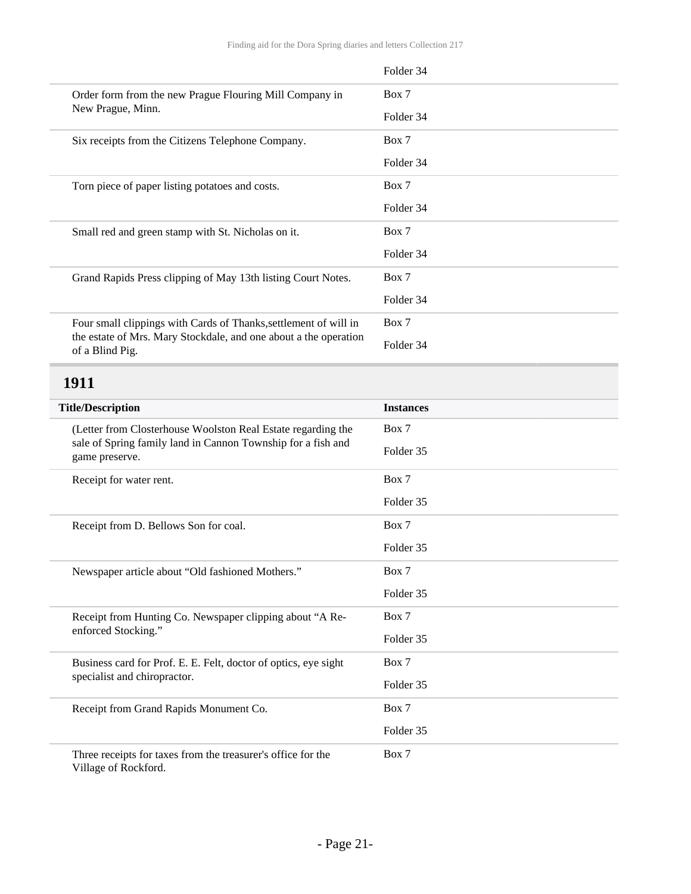| | Folder 34 |
|---|---|
| Order form from the new Prague Flouring Mill Company in New Prague, Minn. | Box 7<br>Folder 34 |
| Six receipts from the Citizens Telephone Company. | Box 7<br>Folder 34 |
| Torn piece of paper listing potatoes and costs. | Box 7<br>Folder 34 |
| Small red and green stamp with St. Nicholas on it. | Box 7<br>Folder 34 |
| Grand Rapids Press clipping of May 13th listing Court Notes. | Box 7<br>Folder 34 |
| Four small clippings with Cards of Thanks,settlement of will in the estate of Mrs. Mary Stockdale, and one about a the operation of a Blind Pig. | Box 7<br>Folder 34 |

## 1911

| Title/Description | Instances |
|---|---|
| (Letter from Closterhouse Woolston Real Estate regarding the sale of Spring family land in Cannon Township for a fish and game preserve. | Box 7<br>Folder 35 |
| Receipt for water rent. | Box 7<br>Folder 35 |
| Receipt from D. Bellows Son for coal. | Box 7<br>Folder 35 |
| Newspaper article about "Old fashioned Mothers." | Box 7<br>Folder 35 |
| Receipt from Hunting Co. Newspaper clipping about "A Re-enforced Stocking." | Box 7<br>Folder 35 |
| Business card for Prof. E. E. Felt, doctor of optics, eye sight specialist and chiropractor. | Box 7<br>Folder 35 |
| Receipt from Grand Rapids Monument Co. | Box 7<br>Folder 35 |
| Three receipts for taxes from the treasurer's office for the Village of Rockford. | Box 7 |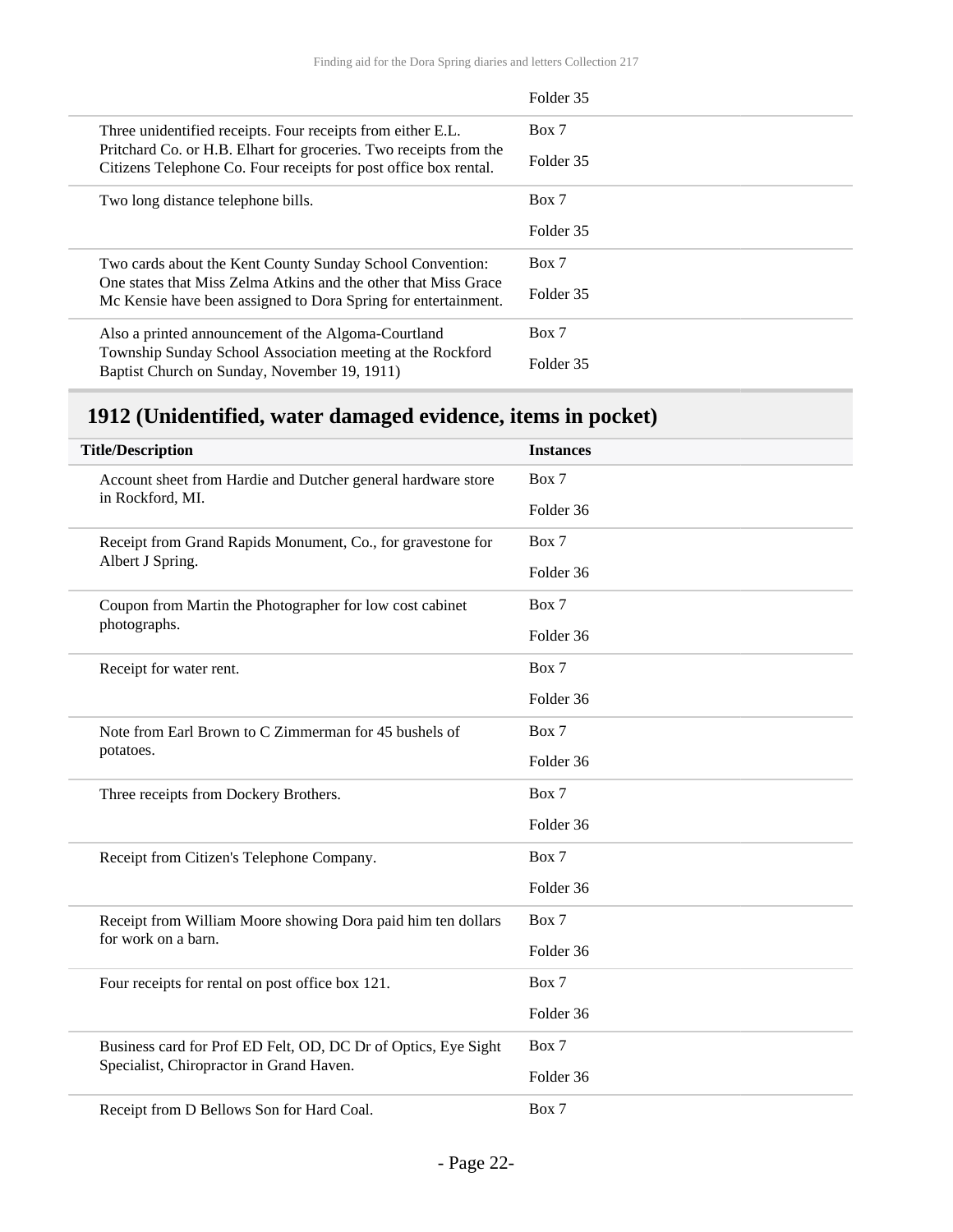| | Folder 35 |
|---|---|
| Three unidentified receipts. Four receipts from either E.L. Pritchard Co. or H.B. Elhart for groceries. Two receipts from the Citizens Telephone Co. Four receipts for post office box rental. | Box 7<br>Folder 35 |
| Two long distance telephone bills. | Box 7<br>Folder 35 |
| Two cards about the Kent County Sunday School Convention: One states that Miss Zelma Atkins and the other that Miss Grace Mc Kensie have been assigned to Dora Spring for entertainment. | Box 7<br>Folder 35 |
| Also a printed announcement of the Algoma-Courtland Township Sunday School Association meeting at the Rockford Baptist Church on Sunday, November 19, 1911) | Box 7<br>Folder 35 |

## 1912 (Unidentified, water damaged evidence, items in pocket)

| Title/Description | Instances |
|---|---|
| Account sheet from Hardie and Dutcher general hardware store in Rockford, MI. | Box 7<br>Folder 36 |
| Receipt from Grand Rapids Monument, Co., for gravestone for Albert J Spring. | Box 7<br>Folder 36 |
| Coupon from Martin the Photographer for low cost cabinet photographs. | Box 7<br>Folder 36 |
| Receipt for water rent. | Box 7<br>Folder 36 |
| Note from Earl Brown to C Zimmerman for 45 bushels of potatoes. | Box 7<br>Folder 36 |
| Three receipts from Dockery Brothers. | Box 7<br>Folder 36 |
| Receipt from Citizen's Telephone Company. | Box 7<br>Folder 36 |
| Receipt from William Moore showing Dora paid him ten dollars for work on a barn. | Box 7<br>Folder 36 |
| Four receipts for rental on post office box 121. | Box 7<br>Folder 36 |
| Business card for Prof ED Felt, OD, DC Dr of Optics, Eye Sight Specialist, Chiropractor in Grand Haven. | Box 7<br>Folder 36 |
| Receipt from D Bellows Son for Hard Coal. | Box 7 |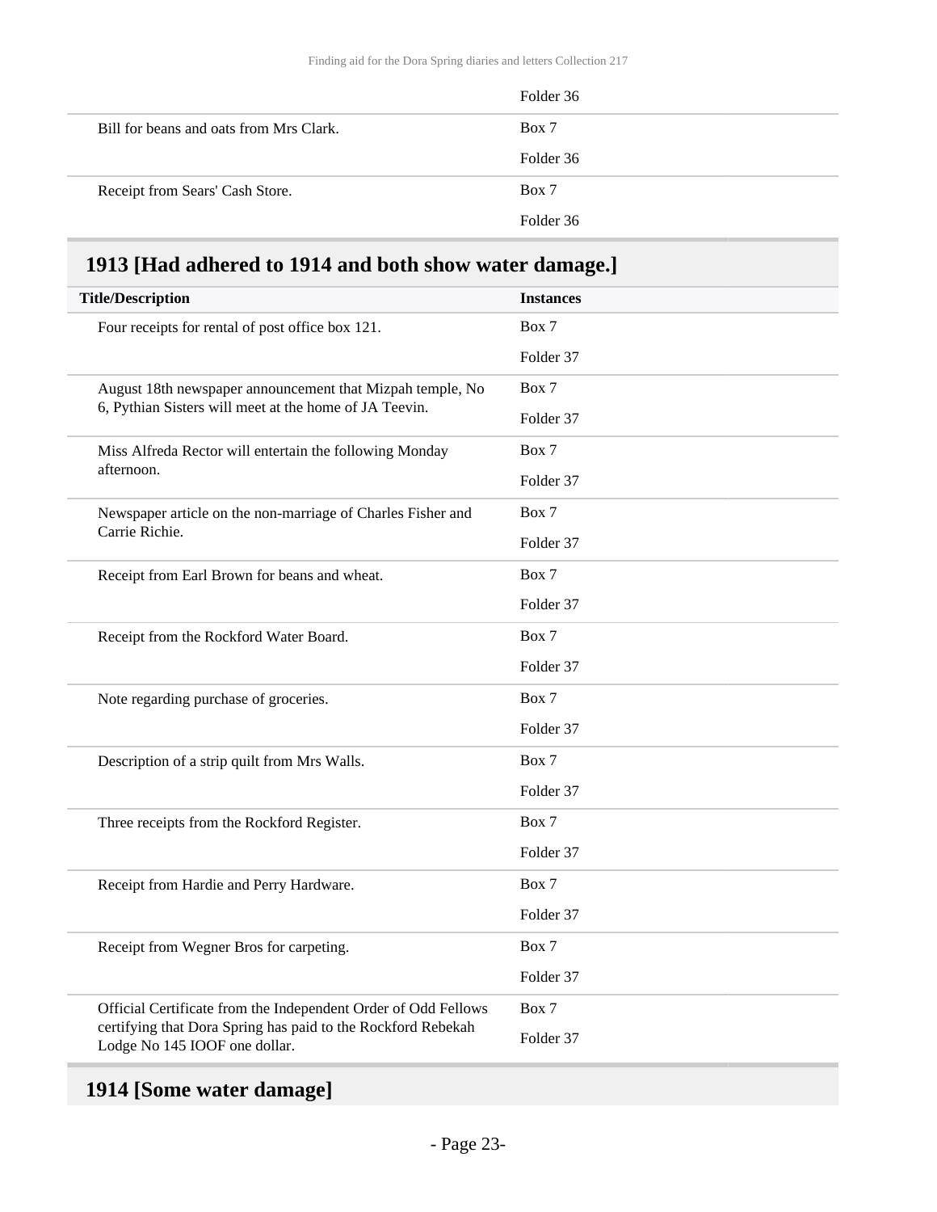| | |
|---|---|
| | Folder 36 |
| Bill for beans and oats from Mrs Clark. | Box 7<br>Folder 36 |
| Receipt from Sears' Cash Store. | Box 7<br>Folder 36 |

## 1913 [Had adhered to 1914 and both show water damage.]

| Title/Description | Instances |
|---|---|
| Four receipts for rental of post office box 121. | Box 7<br>Folder 37 |
| August 18th newspaper announcement that Mizpah temple, No 6, Pythian Sisters will meet at the home of JA Teevin. | Box 7<br>Folder 37 |
| Miss Alfreda Rector will entertain the following Monday afternoon. | Box 7<br>Folder 37 |
| Newspaper article on the non-marriage of Charles Fisher and Carrie Richie. | Box 7<br>Folder 37 |
| Receipt from Earl Brown for beans and wheat. | Box 7<br>Folder 37 |
| Receipt from the Rockford Water Board. | Box 7<br>Folder 37 |
| Note regarding purchase of groceries. | Box 7<br>Folder 37 |
| Description of a strip quilt from Mrs Walls. | Box 7<br>Folder 37 |
| Three receipts from the Rockford Register. | Box 7<br>Folder 37 |
| Receipt from Hardie and Perry Hardware. | Box 7<br>Folder 37 |
| Receipt from Wegner Bros for carpeting. | Box 7<br>Folder 37 |
| Official Certificate from the Independent Order of Odd Fellows certifying that Dora Spring has paid to the Rockford Rebekah Lodge No 145 IOOF one dollar. | Box 7<br>Folder 37 |

## 1914 [Some water damage]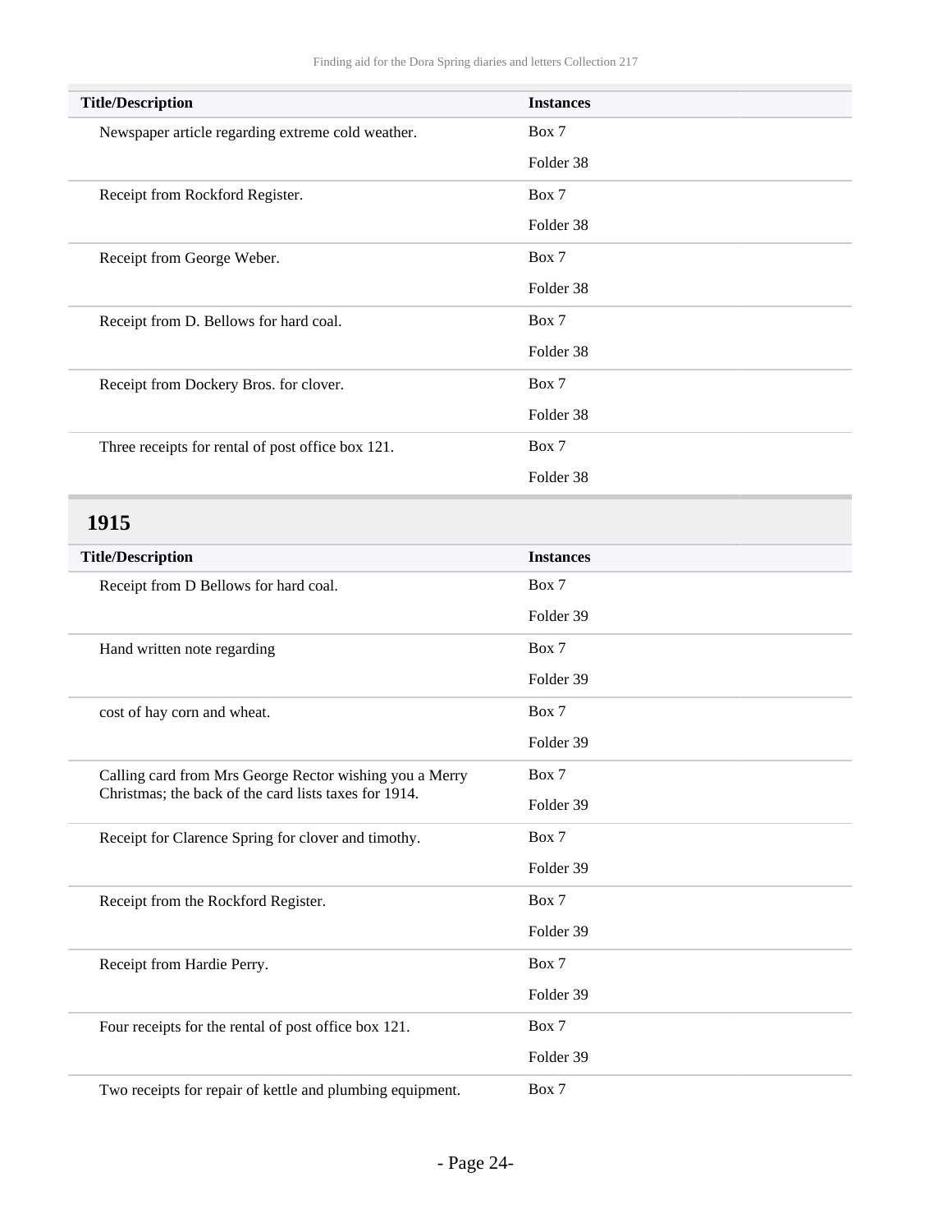| Title/Description | Instances |
| --- | --- |
| Newspaper article regarding extreme cold weather. | Box 7<br>Folder 38 |
| Receipt from Rockford Register. | Box 7<br>Folder 38 |
| Receipt from George Weber. | Box 7<br>Folder 38 |
| Receipt from D. Bellows for hard coal. | Box 7<br>Folder 38 |
| Receipt from Dockery Bros. for clover. | Box 7<br>Folder 38 |
| Three receipts for rental of post office box 121. | Box 7<br>Folder 38 |

## 1915

| Title/Description | Instances |
| --- | --- |
| Receipt from D Bellows for hard coal. | Box 7<br>Folder 39 |
| Hand written note regarding | Box 7<br>Folder 39 |
| cost of hay corn and wheat. | Box 7<br>Folder 39 |
| Calling card from Mrs George Rector wishing you a Merry Christmas; the back of the card lists taxes for 1914. | Box 7<br>Folder 39 |
| Receipt for Clarence Spring for clover and timothy. | Box 7<br>Folder 39 |
| Receipt from the Rockford Register. | Box 7<br>Folder 39 |
| Receipt from Hardie Perry. | Box 7<br>Folder 39 |
| Four receipts for the rental of post office box 121. | Box 7<br>Folder 39 |
| Two receipts for repair of kettle and plumbing equipment. | Box 7 |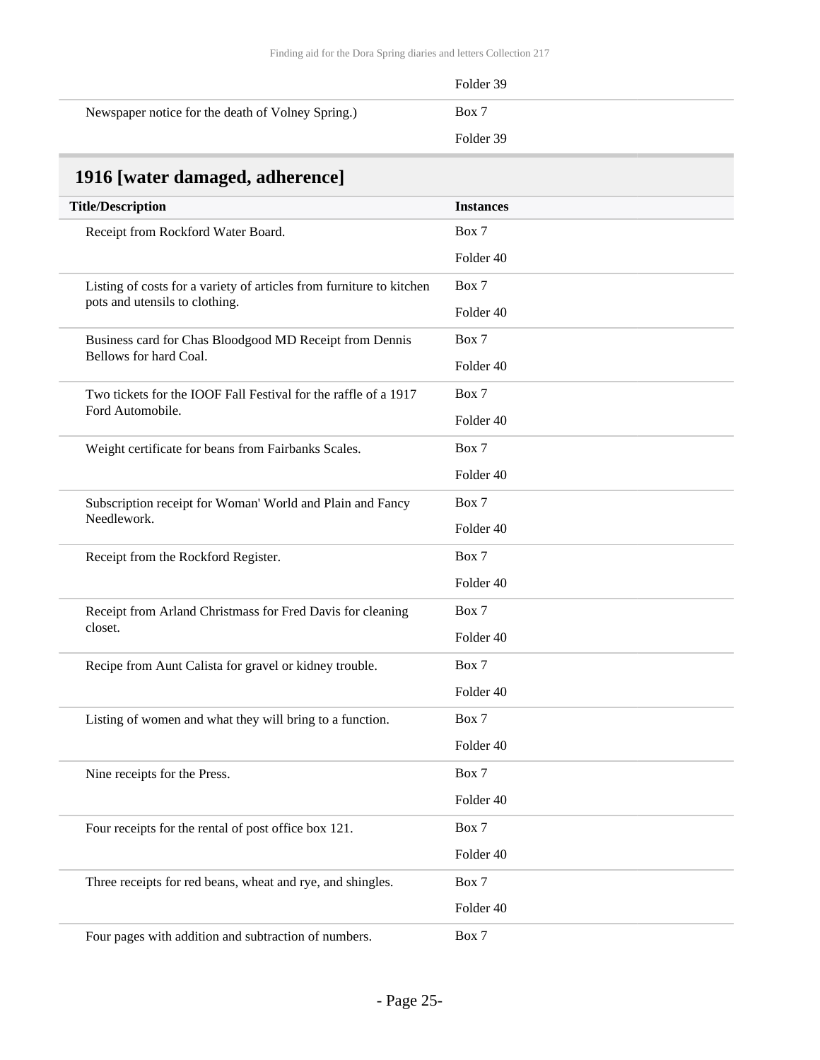| | |
|---|---|
| | Folder 39 |
| Newspaper notice for the death of Volney Spring.) | Box 7<br>Folder 39 |

## 1916 [water damaged, adherence]

| Title/Description | Instances |
|---|---|
| Receipt from Rockford Water Board. | Box 7<br>Folder 40 |
| Listing of costs for a variety of articles from furniture to kitchen pots and utensils to clothing. | Box 7<br>Folder 40 |
| Business card for Chas Bloodgood MD Receipt from Dennis Bellows for hard Coal. | Box 7<br>Folder 40 |
| Two tickets for the IOOF Fall Festival for the raffle of a 1917 Ford Automobile. | Box 7<br>Folder 40 |
| Weight certificate for beans from Fairbanks Scales. | Box 7<br>Folder 40 |
| Subscription receipt for Woman' World and Plain and Fancy Needlework. | Box 7<br>Folder 40 |
| Receipt from the Rockford Register. | Box 7<br>Folder 40 |
| Receipt from Arland Christmass for Fred Davis for cleaning closet. | Box 7<br>Folder 40 |
| Recipe from Aunt Calista for gravel or kidney trouble. | Box 7<br>Folder 40 |
| Listing of women and what they will bring to a function. | Box 7<br>Folder 40 |
| Nine receipts for the Press. | Box 7<br>Folder 40 |
| Four receipts for the rental of post office box 121. | Box 7<br>Folder 40 |
| Three receipts for red beans, wheat and rye, and shingles. | Box 7<br>Folder 40 |
| Four pages with addition and subtraction of numbers. | Box 7 |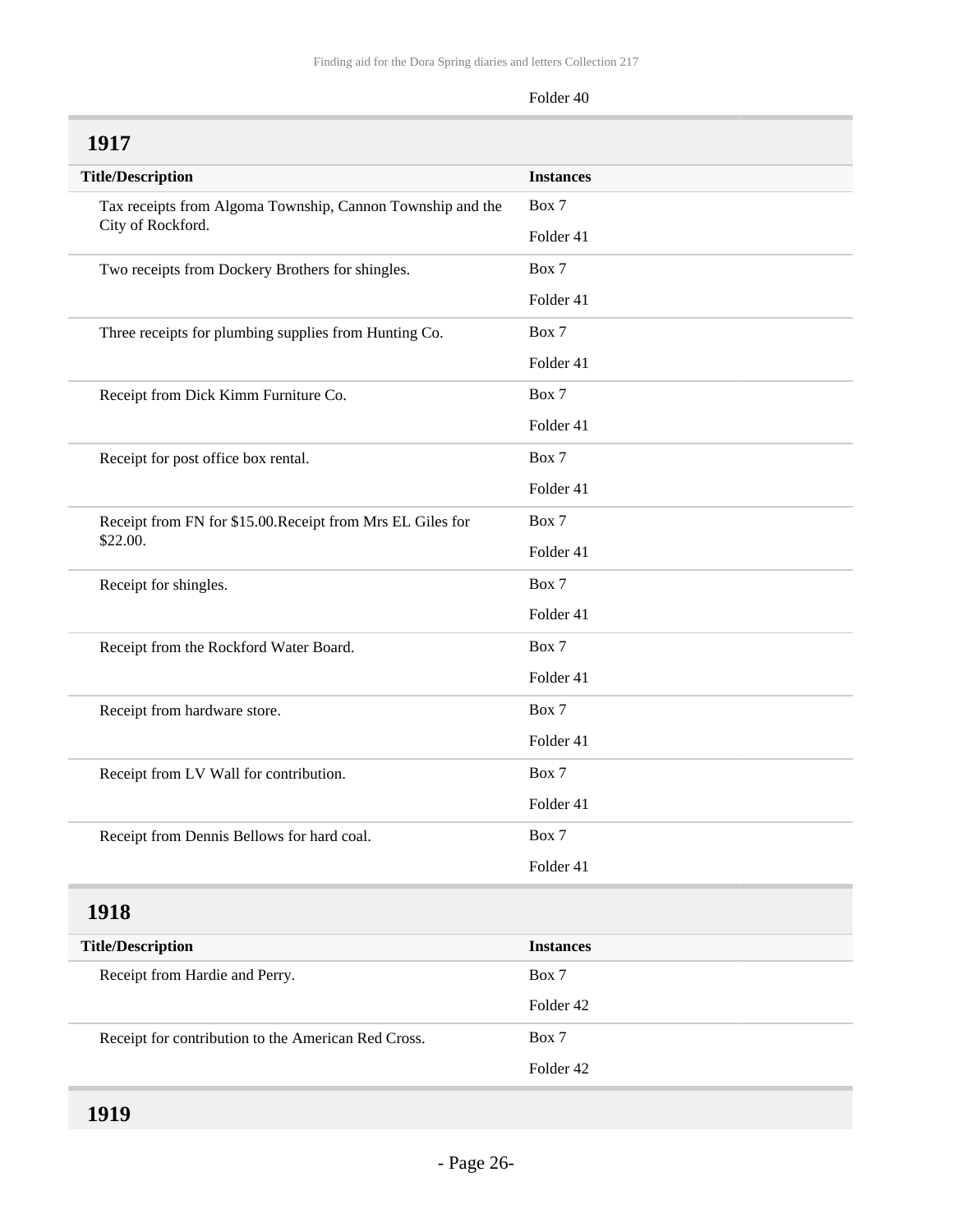Folder 40

## 1917

| Title/Description | Instances |
| --- | --- |
| Tax receipts from Algoma Township, Cannon Township and the City of Rockford. | Box 7<br>Folder 41 |
| Two receipts from Dockery Brothers for shingles. | Box 7<br>Folder 41 |
| Three receipts for plumbing supplies from Hunting Co. | Box 7<br>Folder 41 |
| Receipt from Dick Kimm Furniture Co. | Box 7<br>Folder 41 |
| Receipt for post office box rental. | Box 7<br>Folder 41 |
| Receipt from FN for $15.00.Receipt from Mrs EL Giles for $22.00. | Box 7<br>Folder 41 |
| Receipt for shingles. | Box 7<br>Folder 41 |
| Receipt from the Rockford Water Board. | Box 7<br>Folder 41 |
| Receipt from hardware store. | Box 7<br>Folder 41 |
| Receipt from LV Wall for contribution. | Box 7<br>Folder 41 |
| Receipt from Dennis Bellows for hard coal. | Box 7<br>Folder 41 |

## 1918

| Title/Description | Instances |
| --- | --- |
| Receipt from Hardie and Perry. | Box 7<br>Folder 42 |
| Receipt for contribution to the American Red Cross. | Box 7<br>Folder 42 |

## 1919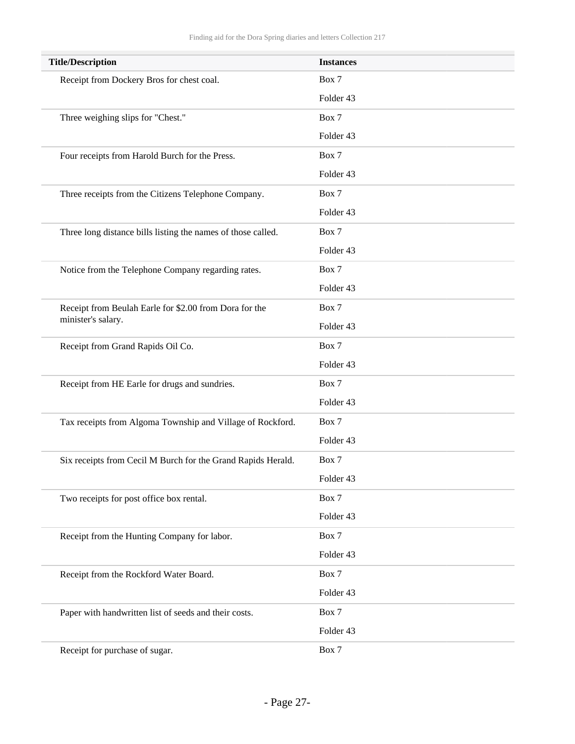| Title/Description | Instances |
| --- | --- |
| Receipt from Dockery Bros for chest coal. | Box 7<br>Folder 43 |
| Three weighing slips for "Chest." | Box 7<br>Folder 43 |
| Four receipts from Harold Burch for the Press. | Box 7<br>Folder 43 |
| Three receipts from the Citizens Telephone Company. | Box 7<br>Folder 43 |
| Three long distance bills listing the names of those called. | Box 7<br>Folder 43 |
| Notice from the Telephone Company regarding rates. | Box 7<br>Folder 43 |
| Receipt from Beulah Earle for $2.00 from Dora for the minister's salary. | Box 7<br>Folder 43 |
| Receipt from Grand Rapids Oil Co. | Box 7<br>Folder 43 |
| Receipt from HE Earle for drugs and sundries. | Box 7<br>Folder 43 |
| Tax receipts from Algoma Township and Village of Rockford. | Box 7<br>Folder 43 |
| Six receipts from Cecil M Burch for the Grand Rapids Herald. | Box 7<br>Folder 43 |
| Two receipts for post office box rental. | Box 7<br>Folder 43 |
| Receipt from the Hunting Company for labor. | Box 7<br>Folder 43 |
| Receipt from the Rockford Water Board. | Box 7<br>Folder 43 |
| Paper with handwritten list of seeds and their costs. | Box 7<br>Folder 43 |
| Receipt for purchase of sugar. | Box 7 |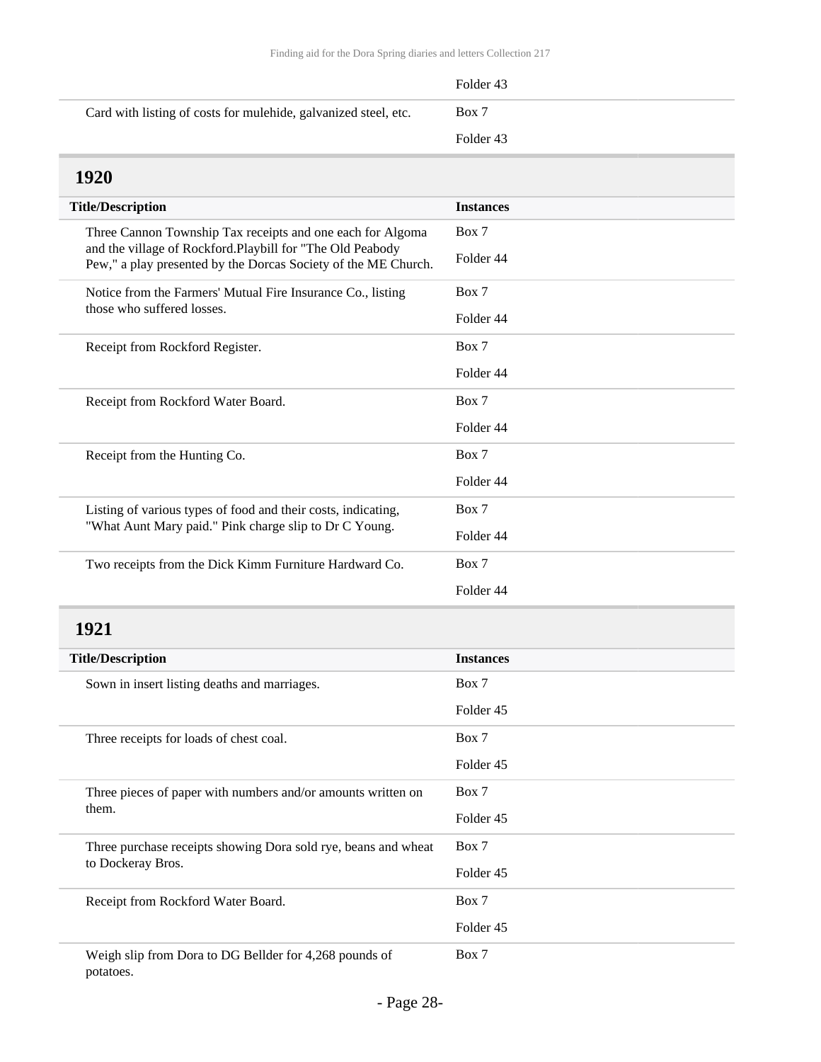| | Folder 43 |
|---|---|
| Card with listing of costs for mulehide, galvanized steel, etc. | Box 7<br>Folder 43 |

## 1920

| Title/Description | Instances |
|---|---|
| Three Cannon Township Tax receipts and one each for Algoma and the village of Rockford.Playbill for "The Old Peabody Pew," a play presented by the Dorcas Society of the ME Church. | Box 7<br>Folder 44 |
| Notice from the Farmers' Mutual Fire Insurance Co., listing those who suffered losses. | Box 7<br>Folder 44 |
| Receipt from Rockford Register. | Box 7<br>Folder 44 |
| Receipt from Rockford Water Board. | Box 7<br>Folder 44 |
| Receipt from the Hunting Co. | Box 7<br>Folder 44 |
| Listing of various types of food and their costs, indicating, "What Aunt Mary paid." Pink charge slip to Dr C Young. | Box 7<br>Folder 44 |
| Two receipts from the Dick Kimm Furniture Hardward Co. | Box 7<br>Folder 44 |

## 1921

| Title/Description | Instances |
|---|---|
| Sown in insert listing deaths and marriages. | Box 7<br>Folder 45 |
| Three receipts for loads of chest coal. | Box 7<br>Folder 45 |
| Three pieces of paper with numbers and/or amounts written on them. | Box 7<br>Folder 45 |
| Three purchase receipts showing Dora sold rye, beans and wheat to Dockeray Bros. | Box 7<br>Folder 45 |
| Receipt from Rockford Water Board. | Box 7<br>Folder 45 |
| Weigh slip from Dora to DG Bellder for 4,268 pounds of potatoes. | Box 7 |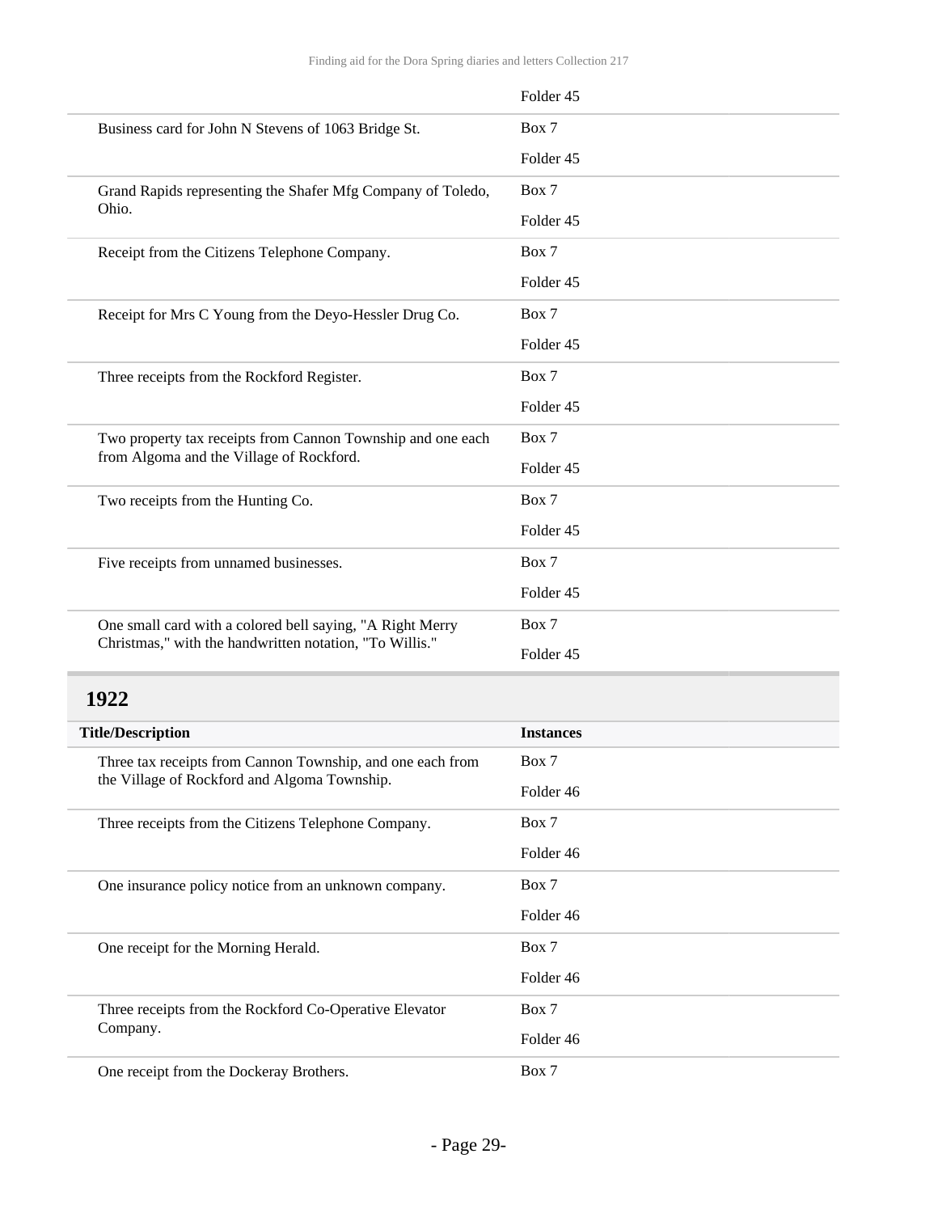| | |
|---|---|
| | Folder 45 |
| Business card for John N Stevens of 1063 Bridge St. | Box 7<br>Folder 45 |
| Grand Rapids representing the Shafer Mfg Company of Toledo, Ohio. | Box 7<br>Folder 45 |
| Receipt from the Citizens Telephone Company. | Box 7<br>Folder 45 |
| Receipt for Mrs C Young from the Deyo-Hessler Drug Co. | Box 7<br>Folder 45 |
| Three receipts from the Rockford Register. | Box 7<br>Folder 45 |
| Two property tax receipts from Cannon Township and one each from Algoma and the Village of Rockford. | Box 7<br>Folder 45 |
| Two receipts from the Hunting Co. | Box 7<br>Folder 45 |
| Five receipts from unnamed businesses. | Box 7<br>Folder 45 |
| One small card with a colored bell saying, "A Right Merry Christmas," with the handwritten notation, "To Willis." | Box 7<br>Folder 45 |

## 1922

| Title/Description | Instances |
|---|---|
| Three tax receipts from Cannon Township, and one each from the Village of Rockford and Algoma Township. | Box 7<br>Folder 46 |
| Three receipts from the Citizens Telephone Company. | Box 7<br>Folder 46 |
| One insurance policy notice from an unknown company. | Box 7<br>Folder 46 |
| One receipt for the Morning Herald. | Box 7<br>Folder 46 |
| Three receipts from the Rockford Co-Operative Elevator Company. | Box 7<br>Folder 46 |
| One receipt from the Dockeray Brothers. | Box 7 |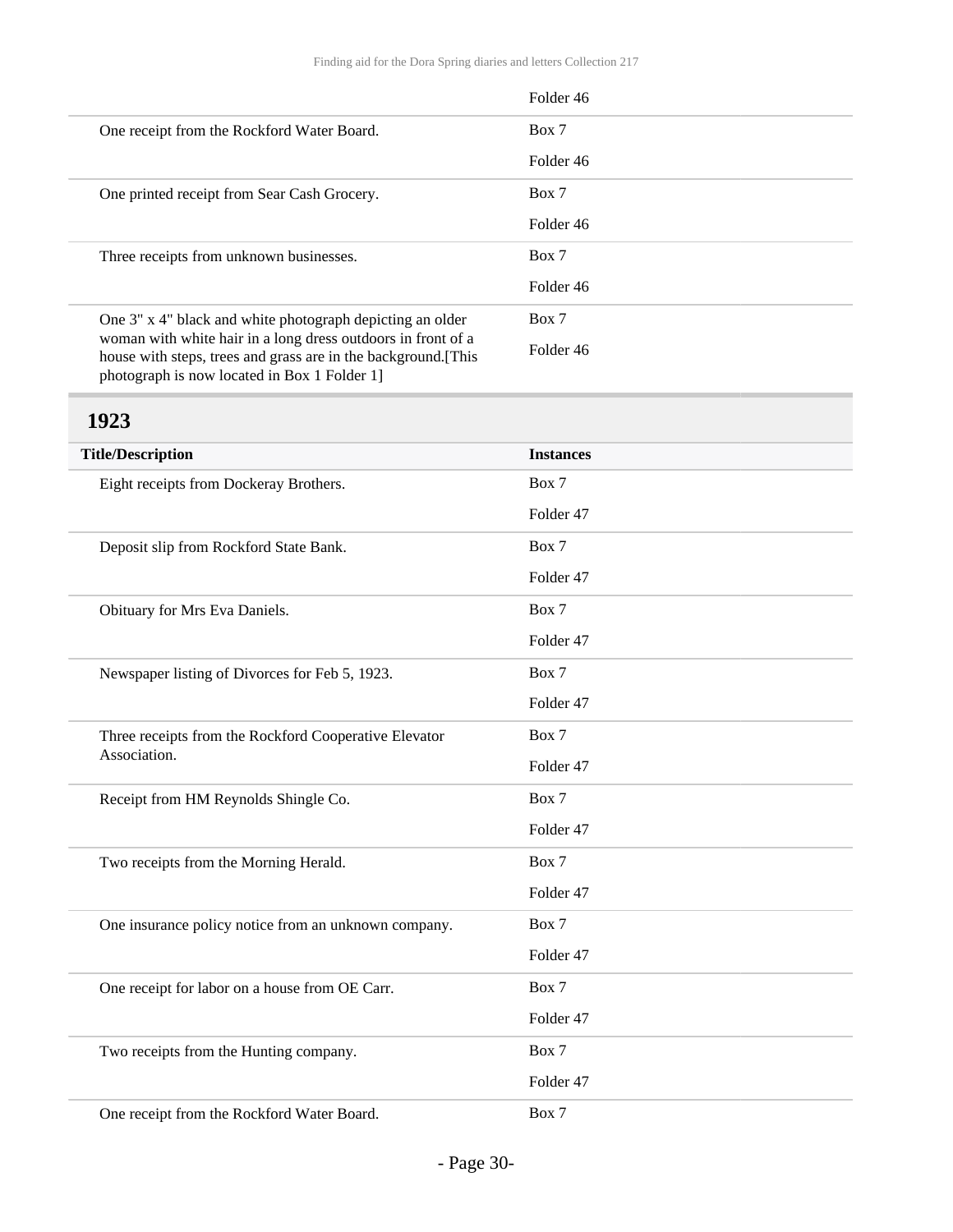| | |
|---|---|
| | Folder 46 |
| One receipt from the Rockford Water Board. | Box 7 Folder 46 |
| One printed receipt from Sear Cash Grocery. | Box 7 Folder 46 |
| Three receipts from unknown businesses. | Box 7 Folder 46 |
| One 3" x 4" black and white photograph depicting an older woman with white hair in a long dress outdoors in front of a house with steps, trees and grass are in the background.[This photograph is now located in Box 1 Folder 1] | Box 7 Folder 46 |

## 1923

| Title/Description | Instances |
|---|---|
| Eight receipts from Dockeray Brothers. | Box 7 Folder 47 |
| Deposit slip from Rockford State Bank. | Box 7 Folder 47 |
| Obituary for Mrs Eva Daniels. | Box 7 Folder 47 |
| Newspaper listing of Divorces for Feb 5, 1923. | Box 7 Folder 47 |
| Three receipts from the Rockford Cooperative Elevator Association. | Box 7 Folder 47 |
| Receipt from HM Reynolds Shingle Co. | Box 7 Folder 47 |
| Two receipts from the Morning Herald. | Box 7 Folder 47 |
| One insurance policy notice from an unknown company. | Box 7 Folder 47 |
| One receipt for labor on a house from OE Carr. | Box 7 Folder 47 |
| Two receipts from the Hunting company. | Box 7 Folder 47 |
| One receipt from the Rockford Water Board. | Box 7 |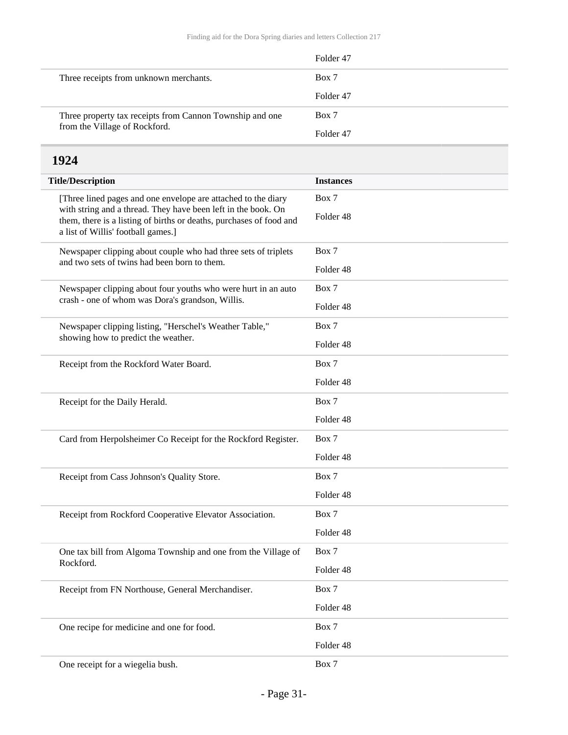| | |
|---|---|
| | Folder 47 |
| Three receipts from unknown merchants. | Box 7<br>Folder 47 |
| Three property tax receipts from Cannon Township and one from the Village of Rockford. | Box 7<br>Folder 47 |

## 1924

| Title/Description | Instances |
|---|---|
| [Three lined pages and one envelope are attached to the diary with string and a thread. They have been left in the book. On them, there is a listing of births or deaths, purchases of food and a list of Willis' football games.] | Box 7<br>Folder 48 |
| Newspaper clipping about couple who had three sets of triplets and two sets of twins had been born to them. | Box 7<br>Folder 48 |
| Newspaper clipping about four youths who were hurt in an auto crash - one of whom was Dora's grandson, Willis. | Box 7<br>Folder 48 |
| Newspaper clipping listing, "Herschel's Weather Table," showing how to predict the weather. | Box 7<br>Folder 48 |
| Receipt from the Rockford Water Board. | Box 7<br>Folder 48 |
| Receipt for the Daily Herald. | Box 7<br>Folder 48 |
| Card from Herpolsheimer Co Receipt for the Rockford Register. | Box 7<br>Folder 48 |
| Receipt from Cass Johnson's Quality Store. | Box 7<br>Folder 48 |
| Receipt from Rockford Cooperative Elevator Association. | Box 7<br>Folder 48 |
| One tax bill from Algoma Township and one from the Village of Rockford. | Box 7<br>Folder 48 |
| Receipt from FN Northouse, General Merchandiser. | Box 7<br>Folder 48 |
| One recipe for medicine and one for food. | Box 7<br>Folder 48 |
| One receipt for a wiegelia bush. | Box 7 |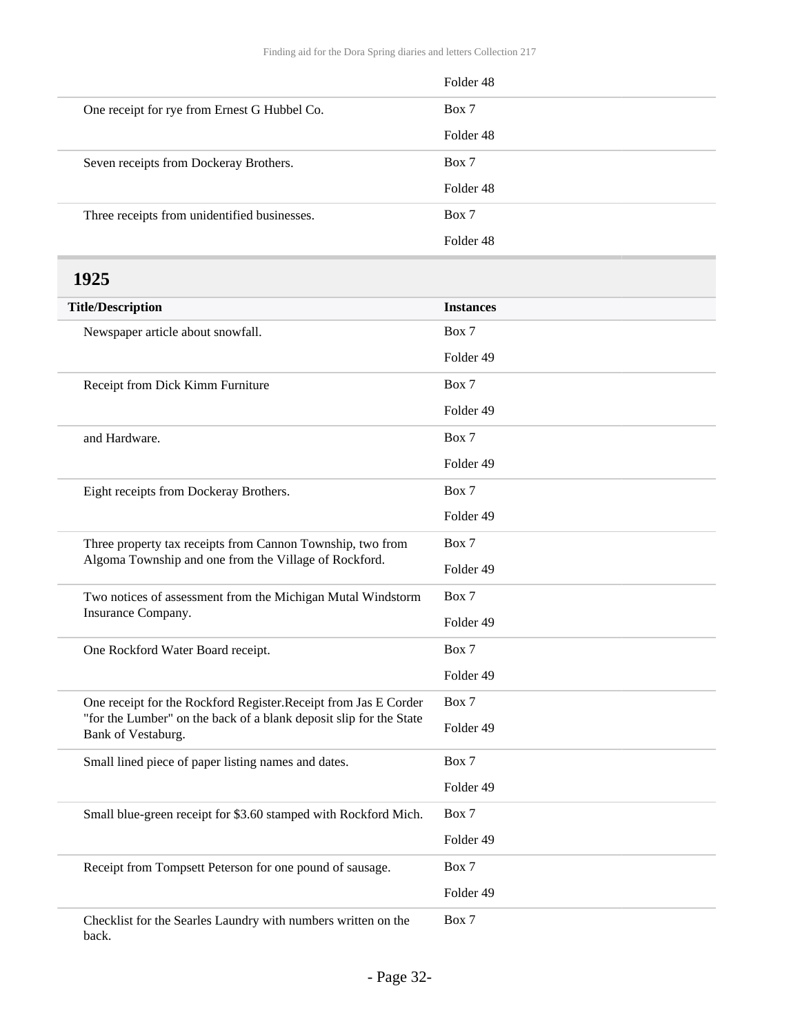| | |
|---|---|
| | Folder 48 |
| One receipt for rye from Ernest G Hubbel Co. | Box 7<br>Folder 48 |
| Seven receipts from Dockeray Brothers. | Box 7<br>Folder 48 |
| Three receipts from unidentified businesses. | Box 7<br>Folder 48 |

## 1925

| Title/Description | Instances |
|---|---|
| Newspaper article about snowfall. | Box 7<br>Folder 49 |
| Receipt from Dick Kimm Furniture | Box 7<br>Folder 49 |
| and Hardware. | Box 7<br>Folder 49 |
| Eight receipts from Dockeray Brothers. | Box 7<br>Folder 49 |
| Three property tax receipts from Cannon Township, two from Algoma Township and one from the Village of Rockford. | Box 7<br>Folder 49 |
| Two notices of assessment from the Michigan Mutal Windstorm Insurance Company. | Box 7<br>Folder 49 |
| One Rockford Water Board receipt. | Box 7<br>Folder 49 |
| One receipt for the Rockford Register.Receipt from Jas E Corder "for the Lumber" on the back of a blank deposit slip for the State Bank of Vestaburg. | Box 7<br>Folder 49 |
| Small lined piece of paper listing names and dates. | Box 7<br>Folder 49 |
| Small blue-green receipt for $3.60 stamped with Rockford Mich. | Box 7<br>Folder 49 |
| Receipt from Tompsett Peterson for one pound of sausage. | Box 7<br>Folder 49 |
| Checklist for the Searles Laundry with numbers written on the back. | Box 7 |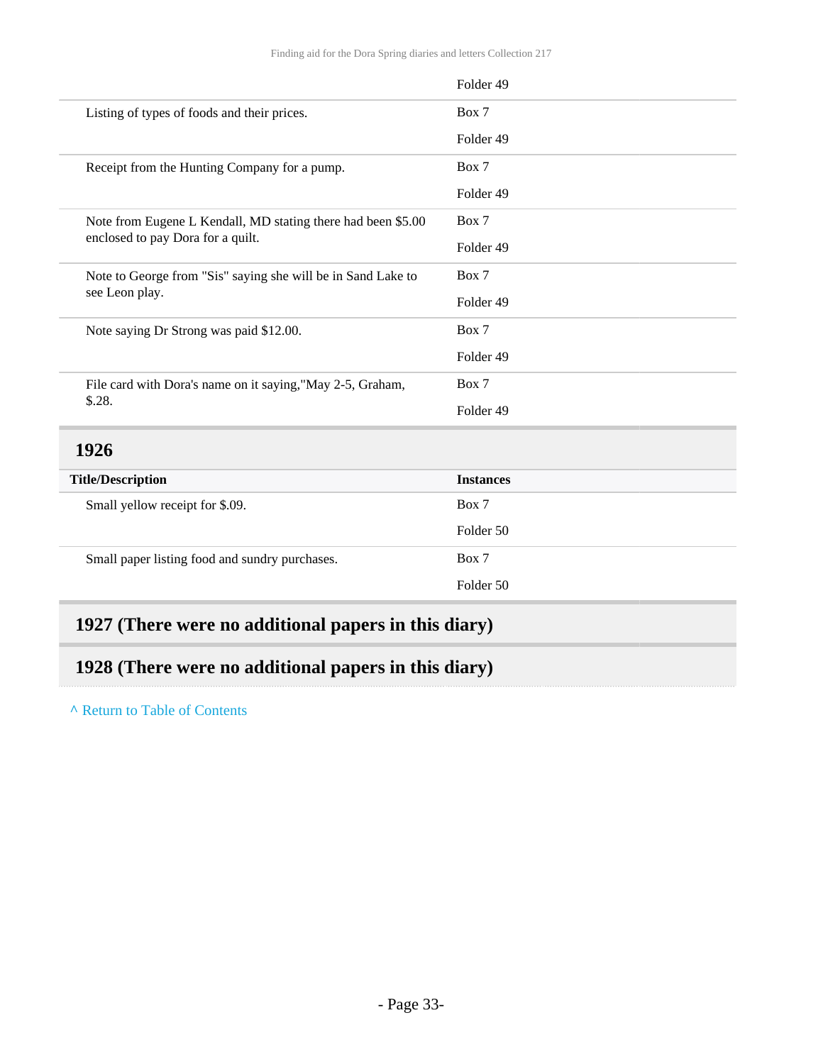| | |
|---|---|
| | Folder 49 |
| Listing of types of foods and their prices. | Box 7 Folder 49 |
| Receipt from the Hunting Company for a pump. | Box 7 Folder 49 |
| Note from Eugene L Kendall, MD stating there had been $5.00 enclosed to pay Dora for a quilt. | Box 7 Folder 49 |
| Note to George from "Sis" saying she will be in Sand Lake to see Leon play. | Box 7 Folder 49 |
| Note saying Dr Strong was paid $12.00. | Box 7 Folder 49 |
| File card with Dora's name on it saying,"May 2-5, Graham, $.28. | Box 7 Folder 49 |

## 1926

| Title/Description | Instances |
|---|---|
| Small yellow receipt for $.09. | Box 7 Folder 50 |
| Small paper listing food and sundry purchases. | Box 7 Folder 50 |

## 1927 (There were no additional papers in this diary)

## 1928 (There were no additional papers in this diary)

^ Return to Table of Contents